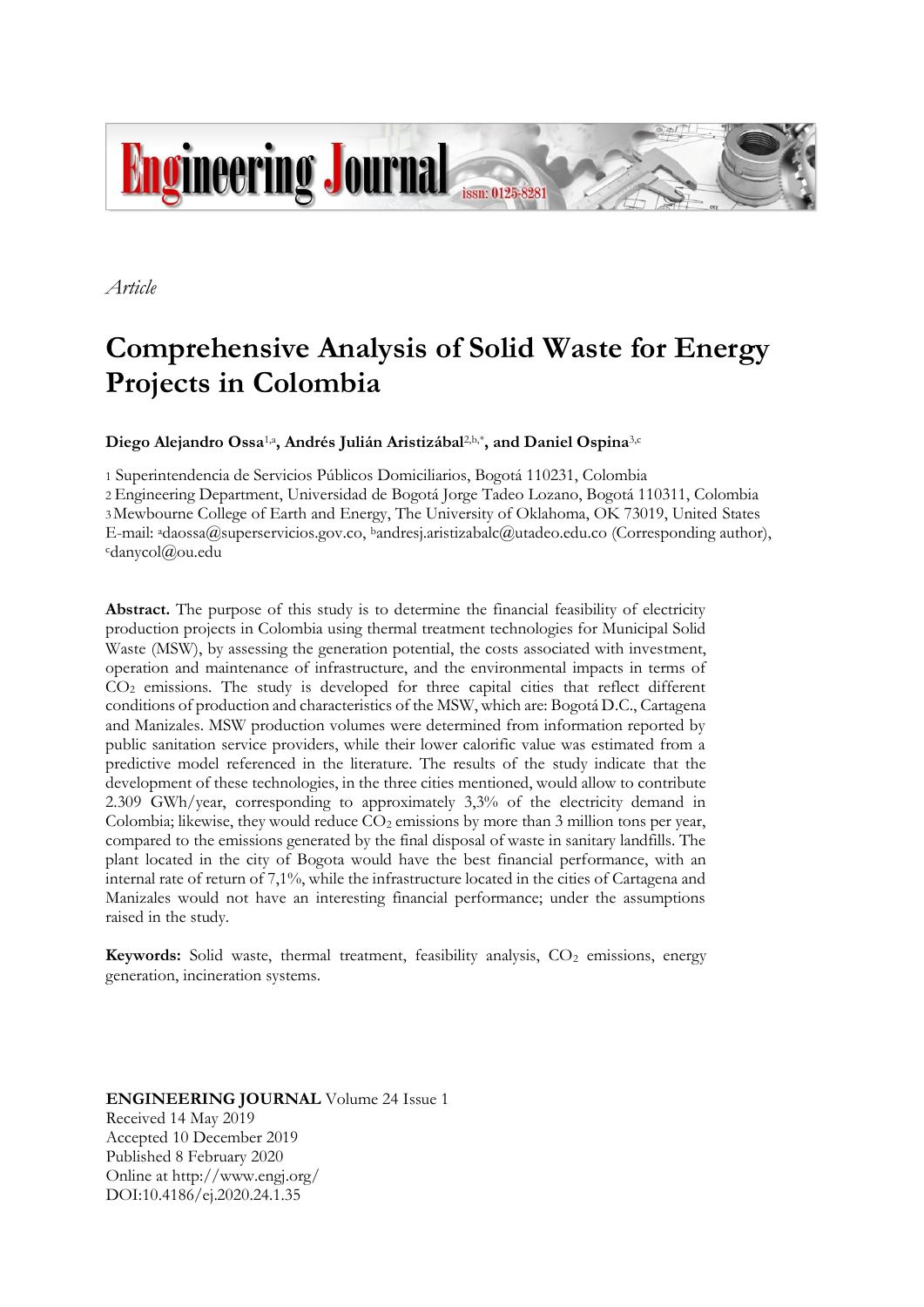*Article*

# Comprehensive Analysis of Solid Waste for Energy Projects in Colombia

**Diego Alejandro Ossa**[1,a]**, Andrés Julián Aristizábal**[2,b,*]**, and Daniel Ospina**[3,c]

1 Superintendencia de Servicios Públicos Domiciliarios, Bogotá 110231, Colombia
2 Engineering Department, Universidad de Bogotá Jorge Tadeo Lozano, Bogotá 110311, Colombia
3 Mewbourne College of Earth and Energy, The University of Oklahoma, OK 73019, United States
E-mail: [a]daossa@superservicios.gov.co, [b]andresj.aristizabalc@utadeo.edu.co (Corresponding author), [c]danycol@ou.edu

**Abstract.** The purpose of this study is to determine the financial feasibility of electricity production projects in Colombia using thermal treatment technologies for Municipal Solid Waste (MSW), by assessing the generation potential, the costs associated with investment, operation and maintenance of infrastructure, and the environmental impacts in terms of $CO_2$ emissions. The study is developed for three capital cities that reflect different conditions of production and characteristics of the MSW, which are: Bogotá D.C., Cartagena and Manizales. MSW production volumes were determined from information reported by public sanitation service providers, while their lower calorific value was estimated from a predictive model referenced in the literature. The results of the study indicate that the development of these technologies, in the three cities mentioned, would allow to contribute 2.309 GWh/year, corresponding to approximately 3,3% of the electricity demand in Colombia; likewise, they would reduce $CO_2$ emissions by more than 3 million tons per year, compared to the emissions generated by the final disposal of waste in sanitary landfills. The plant located in the city of Bogota would have the best financial performance, with an internal rate of return of 7,1%, while the infrastructure located in the cities of Cartagena and Manizales would not have an interesting financial performance; under the assumptions raised in the study.

**Keywords:** Solid waste, thermal treatment, feasibility analysis, $CO_2$ emissions, energy generation, incineration systems.

**ENGINEERING JOURNAL** Volume 24 Issue 1
Received 14 May 2019
Accepted 10 December 2019
Published 8 February 2020
Online at http://www.engj.org/
DOI:10.4186/ej.2020.24.1.35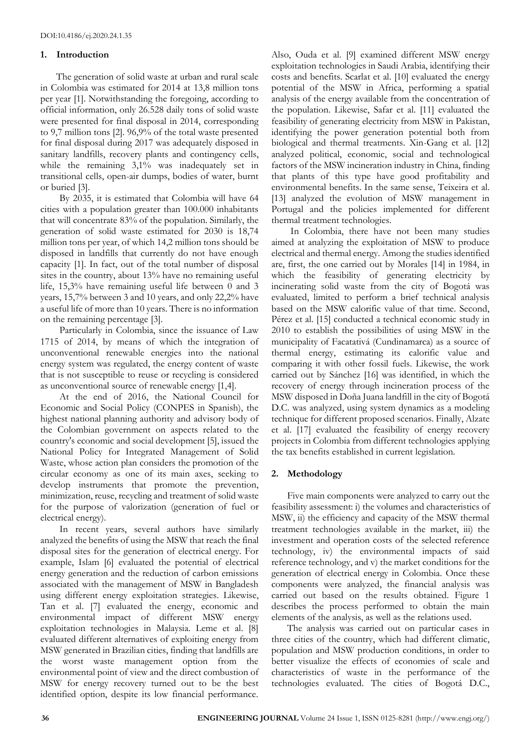## 1. Introduction

The generation of solid waste at urban and rural scale in Colombia was estimated for 2014 at 13,8 million tons per year [1]. Notwithstanding the foregoing, according to official information, only 26.528 daily tons of solid waste were presented for final disposal in 2014, corresponding to 9,7 million tons [2]. 96,9% of the total waste presented for final disposal during 2017 was adequately disposed in sanitary landfills, recovery plants and contingency cells, while the remaining 3,1% was inadequately set in transitional cells, open-air dumps, bodies of water, burnt or buried [3].

By 2035, it is estimated that Colombia will have 64 cities with a population greater than 100.000 inhabitants that will concentrate 83% of the population. Similarly, the generation of solid waste estimated for 2030 is 18,74 million tons per year, of which 14,2 million tons should be disposed in landfills that currently do not have enough capacity [1]. In fact, out of the total number of disposal sites in the country, about 13% have no remaining useful life, 15,3% have remaining useful life between 0 and 3 years, 15,7% between 3 and 10 years, and only 22,2% have a useful life of more than 10 years. There is no information on the remaining percentage [3].

Particularly in Colombia, since the issuance of Law 1715 of 2014, by means of which the integration of unconventional renewable energies into the national energy system was regulated, the energy content of waste that is not susceptible to reuse or recycling is considered as unconventional source of renewable energy [1,4].

At the end of 2016, the National Council for Economic and Social Policy (CONPES in Spanish), the highest national planning authority and advisory body of the Colombian government on aspects related to the country's economic and social development [5], issued the National Policy for Integrated Management of Solid Waste, whose action plan considers the promotion of the circular economy as one of its main axes, seeking to develop instruments that promote the prevention, minimization, reuse, recycling and treatment of solid waste for the purpose of valorization (generation of fuel or electrical energy).

In recent years, several authors have similarly analyzed the benefits of using the MSW that reach the final disposal sites for the generation of electrical energy. For example, Islam [6] evaluated the potential of electrical energy generation and the reduction of carbon emissions associated with the management of MSW in Bangladesh using different energy exploitation strategies. Likewise, Tan et al. [7] evaluated the energy, economic and environmental impact of different MSW energy exploitation technologies in Malaysia. Leme et al. [8] evaluated different alternatives of exploiting energy from MSW generated in Brazilian cities, finding that landfills are the worst waste management option from the environmental point of view and the direct combustion of MSW for energy recovery turned out to be the best identified option, despite its low financial performance. Also, Ouda et al. [9] examined different MSW energy exploitation technologies in Saudi Arabia, identifying their costs and benefits. Scarlat et al. [10] evaluated the energy potential of the MSW in Africa, performing a spatial analysis of the energy available from the concentration of the population. Likewise, Safar et al. [11] evaluated the feasibility of generating electricity from MSW in Pakistan, identifying the power generation potential both from biological and thermal treatments. Xin-Gang et al. [12] analyzed political, economic, social and technological factors of the MSW incineration industry in China, finding that plants of this type have good profitability and environmental benefits. In the same sense, Teixeira et al. [13] analyzed the evolution of MSW management in Portugal and the policies implemented for different thermal treatment technologies.

In Colombia, there have not been many studies aimed at analyzing the exploitation of MSW to produce electrical and thermal energy. Among the studies identified are, first, the one carried out by Morales [14] in 1984, in which the feasibility of generating electricity by incinerating solid waste from the city of Bogotá was evaluated, limited to perform a brief technical analysis based on the MSW calorific value of that time. Second, Pérez et al. [15] conducted a technical economic study in 2010 to establish the possibilities of using MSW in the municipality of Facatativá (Cundinamarca) as a source of thermal energy, estimating its calorific value and comparing it with other fossil fuels. Likewise, the work carried out by Sánchez [16] was identified, in which the recovery of energy through incineration process of the MSW disposed in Doña Juana landfill in the city of Bogotá D.C. was analyzed, using system dynamics as a modeling technique for different proposed scenarios. Finally, Alzate et al. [17] evaluated the feasibility of energy recovery projects in Colombia from different technologies applying the tax benefits established in current legislation.

## 2. Methodology

Five main components were analyzed to carry out the feasibility assessment: i) the volumes and characteristics of MSW, ii) the efficiency and capacity of the MSW thermal treatment technologies available in the market, iii) the investment and operation costs of the selected reference technology, iv) the environmental impacts of said reference technology, and v) the market conditions for the generation of electrical energy in Colombia. Once these components were analyzed, the financial analysis was carried out based on the results obtained. Figure 1 describes the process performed to obtain the main elements of the analysis, as well as the relations used.

The analysis was carried out on particular cases in three cities of the country, which had different climatic, population and MSW production conditions, in order to better visualize the effects of economies of scale and characteristics of waste in the performance of the technologies evaluated. The cities of Bogotá D.C.,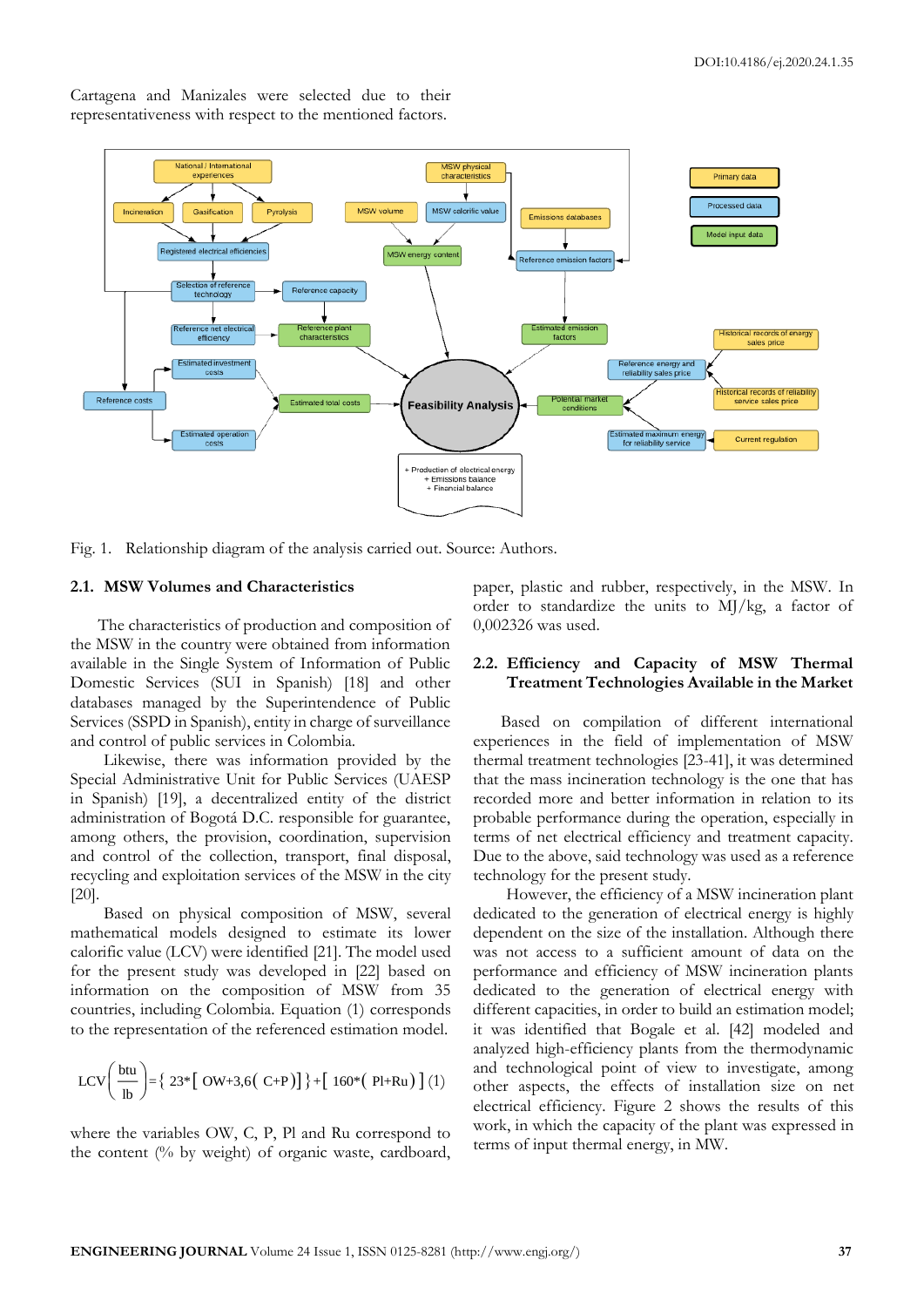Cartagena and Manizales were selected due to their representativeness with respect to the mentioned factors.

Fig. 1. Relationship diagram of the analysis carried out. Source: Authors.

### 2.1. MSW Volumes and Characteristics

The characteristics of production and composition of the MSW in the country were obtained from information available in the Single System of Information of Public Domestic Services (SUI in Spanish) [18] and other databases managed by the Superintendence of Public Services (SSPD in Spanish), entity in charge of surveillance and control of public services in Colombia.

Likewise, there was information provided by the Special Administrative Unit for Public Services (UAESP in Spanish) [19], a decentralized entity of the district administration of Bogotá D.C. responsible for guarantee, among others, the provision, coordination, supervision and control of the collection, transport, final disposal, recycling and exploitation services of the MSW in the city [20].

Based on physical composition of MSW, several mathematical models designed to estimate its lower calorific value (LCV) were identified [21]. The model used for the present study was developed in [22] based on information on the composition of MSW from 35 countries, including Colombia. Equation (1) corresponds to the representation of the referenced estimation model.

$$LCV\left(\frac{btu}{lb}\right)=\{\,23*[\,OW+3{,}6(\,C+P)]\,\}+[\,160*(\,Pl+Ru)\,]\quad(1)$$

where the variables OW, C, P, Pl and Ru correspond to the content (% by weight) of organic waste, cardboard, paper, plastic and rubber, respectively, in the MSW. In order to standardize the units to MJ/kg, a factor of 0,002326 was used.

### 2.2. Efficiency and Capacity of MSW Thermal Treatment Technologies Available in the Market

Based on compilation of different international experiences in the field of implementation of MSW thermal treatment technologies [23-41], it was determined that the mass incineration technology is the one that has recorded more and better information in relation to its probable performance during the operation, especially in terms of net electrical efficiency and treatment capacity. Due to the above, said technology was used as a reference technology for the present study.

However, the efficiency of a MSW incineration plant dedicated to the generation of electrical energy is highly dependent on the size of the installation. Although there was not access to a sufficient amount of data on the performance and efficiency of MSW incineration plants dedicated to the generation of electrical energy with different capacities, in order to build an estimation model; it was identified that Bogale et al. [42] modeled and analyzed high-efficiency plants from the thermodynamic and technological point of view to investigate, among other aspects, the effects of installation size on net electrical efficiency. Figure 2 shows the results of this work, in which the capacity of the plant was expressed in terms of input thermal energy, in MW.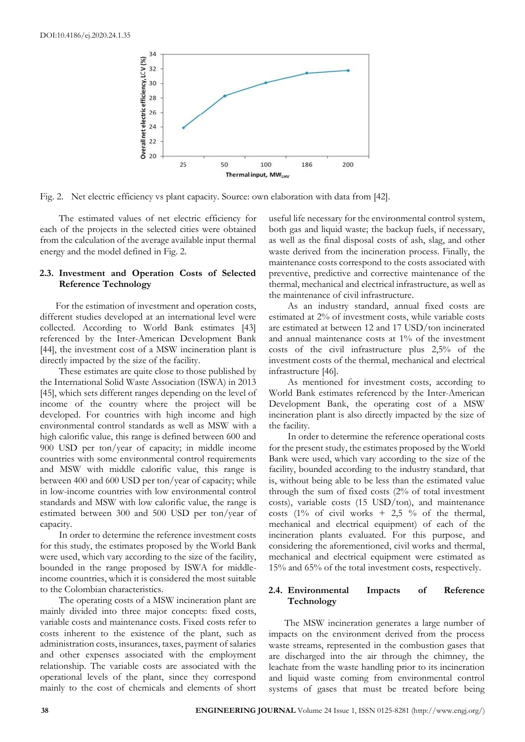Fig. 2. Net electric efficiency vs plant capacity. Source: own elaboration with data from [42].

The estimated values of net electric efficiency for each of the projects in the selected cities were obtained from the calculation of the average available input thermal energy and the model defined in Fig. 2.

### 2.3. Investment and Operation Costs of Selected Reference Technology

For the estimation of investment and operation costs, different studies developed at an international level were collected. According to World Bank estimates [43] referenced by the Inter-American Development Bank [44], the investment cost of a MSW incineration plant is directly impacted by the size of the facility.

These estimates are quite close to those published by the International Solid Waste Association (ISWA) in 2013 [45], which sets different ranges depending on the level of income of the country where the project will be developed. For countries with high income and high environmental control standards as well as MSW with a high calorific value, this range is defined between 600 and 900 USD per ton/year of capacity; in middle income countries with some environmental control requirements and MSW with middle calorific value, this range is between 400 and 600 USD per ton/year of capacity; while in low-income countries with low environmental control standards and MSW with low calorific value, the range is estimated between 300 and 500 USD per ton/year of capacity.

In order to determine the reference investment costs for this study, the estimates proposed by the World Bank were used, which vary according to the size of the facility, bounded in the range proposed by ISWA for middle-income countries, which it is considered the most suitable to the Colombian characteristics.

The operating costs of a MSW incineration plant are mainly divided into three major concepts: fixed costs, variable costs and maintenance costs. Fixed costs refer to costs inherent to the existence of the plant, such as administration costs, insurances, taxes, payment of salaries and other expenses associated with the employment relationship. The variable costs are associated with the operational levels of the plant, since they correspond mainly to the cost of chemicals and elements of short useful life necessary for the environmental control system, both gas and liquid waste; the backup fuels, if necessary, as well as the final disposal costs of ash, slag, and other waste derived from the incineration process. Finally, the maintenance costs correspond to the costs associated with preventive, predictive and corrective maintenance of the thermal, mechanical and electrical infrastructure, as well as the maintenance of civil infrastructure.

As an industry standard, annual fixed costs are estimated at 2% of investment costs, while variable costs are estimated at between 12 and 17 USD/ton incinerated and annual maintenance costs at 1% of the investment costs of the civil infrastructure plus 2,5% of the investment costs of the thermal, mechanical and electrical infrastructure [46].

As mentioned for investment costs, according to World Bank estimates referenced by the Inter-American Development Bank, the operating cost of a MSW incineration plant is also directly impacted by the size of the facility.

In order to determine the reference operational costs for the present study, the estimates proposed by the World Bank were used, which vary according to the size of the facility, bounded according to the industry standard, that is, without being able to be less than the estimated value through the sum of fixed costs (2% of total investment costs), variable costs (15 USD/ton), and maintenance costs (1% of civil works + 2,5 % of the thermal, mechanical and electrical equipment) of each of the incineration plants evaluated. For this purpose, and considering the aforementioned, civil works and thermal, mechanical and electrical equipment were estimated as 15% and 65% of the total investment costs, respectively.

### 2.4. Environmental Impacts of Reference Technology

The MSW incineration generates a large number of impacts on the environment derived from the process waste streams, represented in the combustion gases that are discharged into the air through the chimney, the leachate from the waste handling prior to its incineration and liquid waste coming from environmental control systems of gases that must be treated before being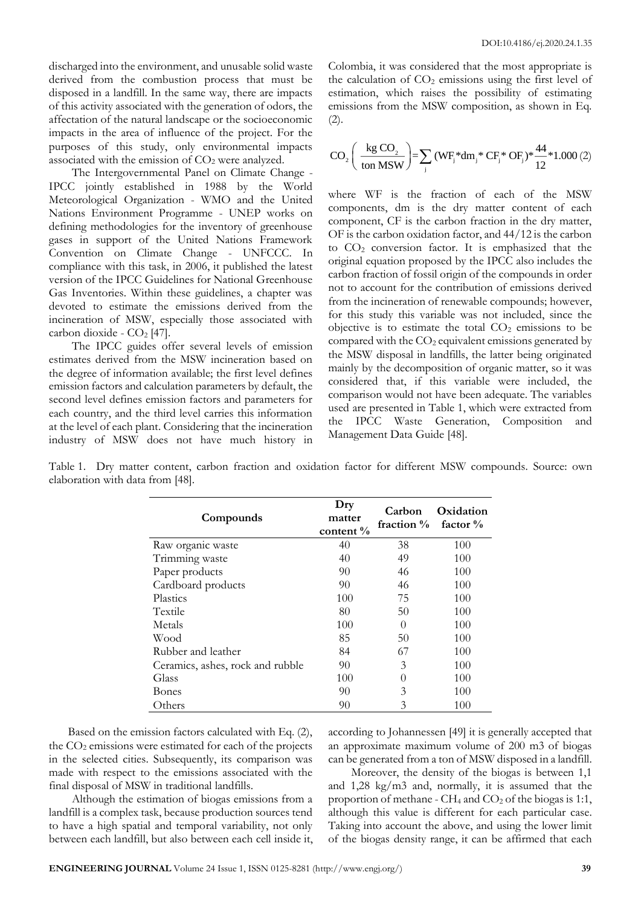discharged into the environment, and unusable solid waste derived from the combustion process that must be disposed in a landfill. In the same way, there are impacts of this activity associated with the generation of odors, the affectation of the natural landscape or the socioeconomic impacts in the area of influence of the project. For the purposes of this study, only environmental impacts associated with the emission of $CO_2$ were analyzed.

The Intergovernmental Panel on Climate Change - IPCC jointly established in 1988 by the World Meteorological Organization - WMO and the United Nations Environment Programme - UNEP works on defining methodologies for the inventory of greenhouse gases in support of the United Nations Framework Convention on Climate Change - UNFCCC. In compliance with this task, in 2006, it published the latest version of the IPCC Guidelines for National Greenhouse Gas Inventories. Within these guidelines, a chapter was devoted to estimate the emissions derived from the incineration of MSW, especially those associated with carbon dioxide - $CO_2$ [47].

The IPCC guides offer several levels of emission estimates derived from the MSW incineration based on the degree of information available; the first level defines emission factors and calculation parameters by default, the second level defines emission factors and parameters for each country, and the third level carries this information at the level of each plant. Considering that the incineration industry of MSW does not have much history in Colombia, it was considered that the most appropriate is the calculation of $CO_2$ emissions using the first level of estimation, which raises the possibility of estimating emissions from the MSW composition, as shown in Eq. (2).

$$CO_2\left(\frac{\text{kg } CO_2}{\text{ton MSW}}\right) = \sum_j (WF_j * dm_j * CF_j * OF_j) * \frac{44}{12} * 1.000 \quad (2)$$

where WF is the fraction of each of the MSW components, dm is the dry matter content of each component, CF is the carbon fraction in the dry matter, OF is the carbon oxidation factor, and 44/12 is the carbon to $CO_2$ conversion factor. It is emphasized that the original equation proposed by the IPCC also includes the carbon fraction of fossil origin of the compounds in order not to account for the contribution of emissions derived from the incineration of renewable compounds; however, for this study this variable was not included, since the objective is to estimate the total $CO_2$ emissions to be compared with the $CO_2$ equivalent emissions generated by the MSW disposal in landfills, the latter being originated mainly by the decomposition of organic matter, so it was considered that, if this variable were included, the comparison would not have been adequate. The variables used are presented in Table 1, which were extracted from the IPCC Waste Generation, Composition and Management Data Guide [48].

Table 1. Dry matter content, carbon fraction and oxidation factor for different MSW compounds. Source: own elaboration with data from [48].

| Compounds | Dry matter content % | Carbon fraction % | Oxidation factor % |
|---|---|---|---|
| Raw organic waste | 40 | 38 | 100 |
| Trimming waste | 40 | 49 | 100 |
| Paper products | 90 | 46 | 100 |
| Cardboard products | 90 | 46 | 100 |
| Plastics | 100 | 75 | 100 |
| Textile | 80 | 50 | 100 |
| Metals | 100 | 0 | 100 |
| Wood | 85 | 50 | 100 |
| Rubber and leather | 84 | 67 | 100 |
| Ceramics, ashes, rock and rubble | 90 | 3 | 100 |
| Glass | 100 | 0 | 100 |
| Bones | 90 | 3 | 100 |
| Others | 90 | 3 | 100 |

Based on the emission factors calculated with Eq. (2), the $CO_2$ emissions were estimated for each of the projects in the selected cities. Subsequently, its comparison was made with respect to the emissions associated with the final disposal of MSW in traditional landfills.

Although the estimation of biogas emissions from a landfill is a complex task, because production sources tend to have a high spatial and temporal variability, not only between each landfill, but also between each cell inside it, according to Johannessen [49] it is generally accepted that an approximate maximum volume of 200 m3 of biogas can be generated from a ton of MSW disposed in a landfill.

Moreover, the density of the biogas is between 1,1 and 1,28 kg/m3 and, normally, it is assumed that the proportion of methane - $CH_4$ and $CO_2$ of the biogas is 1:1, although this value is different for each particular case. Taking into account the above, and using the lower limit of the biogas density range, it can be affirmed that each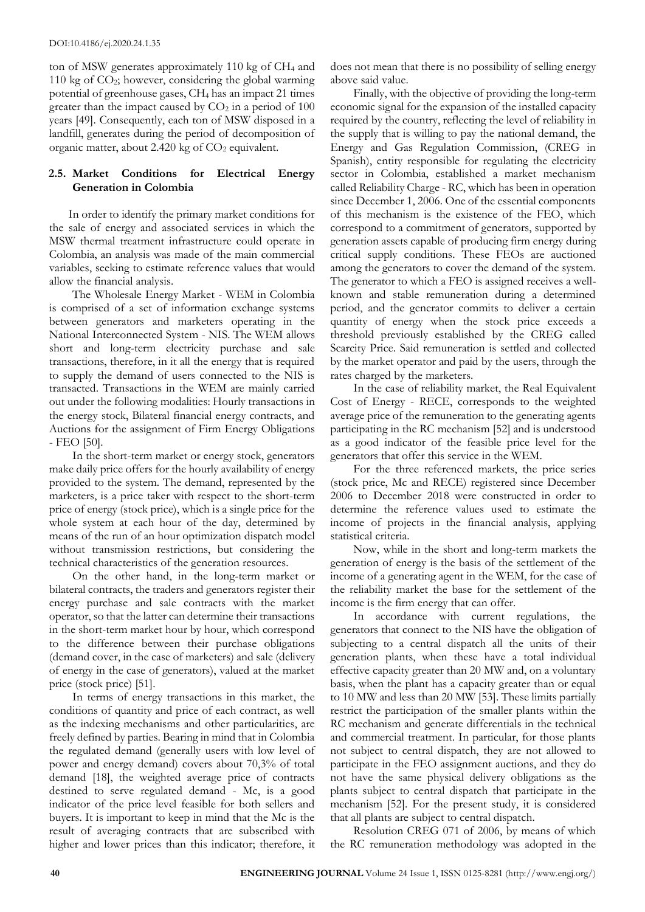ton of MSW generates approximately 110 kg of $CH_4$ and 110 kg of $CO_2$; however, considering the global warming potential of greenhouse gases, $CH_4$ has an impact 21 times greater than the impact caused by $CO_2$ in a period of 100 years [49]. Consequently, each ton of MSW disposed in a landfill, generates during the period of decomposition of organic matter, about 2.420 kg of $CO_2$ equivalent.

### 2.5. Market Conditions for Electrical Energy Generation in Colombia

In order to identify the primary market conditions for the sale of energy and associated services in which the MSW thermal treatment infrastructure could operate in Colombia, an analysis was made of the main commercial variables, seeking to estimate reference values that would allow the financial analysis.

The Wholesale Energy Market - WEM in Colombia is comprised of a set of information exchange systems between generators and marketers operating in the National Interconnected System - NIS. The WEM allows short and long-term electricity purchase and sale transactions, therefore, in it all the energy that is required to supply the demand of users connected to the NIS is transacted. Transactions in the WEM are mainly carried out under the following modalities: Hourly transactions in the energy stock, Bilateral financial energy contracts, and Auctions for the assignment of Firm Energy Obligations - FEO [50].

In the short-term market or energy stock, generators make daily price offers for the hourly availability of energy provided to the system. The demand, represented by the marketers, is a price taker with respect to the short-term price of energy (stock price), which is a single price for the whole system at each hour of the day, determined by means of the run of an hour optimization dispatch model without transmission restrictions, but considering the technical characteristics of the generation resources.

On the other hand, in the long-term market or bilateral contracts, the traders and generators register their energy purchase and sale contracts with the market operator, so that the latter can determine their transactions in the short-term market hour by hour, which correspond to the difference between their purchase obligations (demand cover, in the case of marketers) and sale (delivery of energy in the case of generators), valued at the market price (stock price) [51].

In terms of energy transactions in this market, the conditions of quantity and price of each contract, as well as the indexing mechanisms and other particularities, are freely defined by parties. Bearing in mind that in Colombia the regulated demand (generally users with low level of power and energy demand) covers about 70,3% of total demand [18], the weighted average price of contracts destined to serve regulated demand - Mc, is a good indicator of the price level feasible for both sellers and buyers. It is important to keep in mind that the Mc is the result of averaging contracts that are subscribed with higher and lower prices than this indicator; therefore, it does not mean that there is no possibility of selling energy above said value.

Finally, with the objective of providing the long-term economic signal for the expansion of the installed capacity required by the country, reflecting the level of reliability in the supply that is willing to pay the national demand, the Energy and Gas Regulation Commission, (CREG in Spanish), entity responsible for regulating the electricity sector in Colombia, established a market mechanism called Reliability Charge - RC, which has been in operation since December 1, 2006. One of the essential components of this mechanism is the existence of the FEO, which correspond to a commitment of generators, supported by generation assets capable of producing firm energy during critical supply conditions. These FEOs are auctioned among the generators to cover the demand of the system. The generator to which a FEO is assigned receives a well-known and stable remuneration during a determined period, and the generator commits to deliver a certain quantity of energy when the stock price exceeds a threshold previously established by the CREG called Scarcity Price. Said remuneration is settled and collected by the market operator and paid by the users, through the rates charged by the marketers.

In the case of reliability market, the Real Equivalent Cost of Energy - RECE, corresponds to the weighted average price of the remuneration to the generating agents participating in the RC mechanism [52] and is understood as a good indicator of the feasible price level for the generators that offer this service in the WEM.

For the three referenced markets, the price series (stock price, Mc and RECE) registered since December 2006 to December 2018 were constructed in order to determine the reference values used to estimate the income of projects in the financial analysis, applying statistical criteria.

Now, while in the short and long-term markets the generation of energy is the basis of the settlement of the income of a generating agent in the WEM, for the case of the reliability market the base for the settlement of the income is the firm energy that can offer.

In accordance with current regulations, the generators that connect to the NIS have the obligation of subjecting to a central dispatch all the units of their generation plants, when these have a total individual effective capacity greater than 20 MW and, on a voluntary basis, when the plant has a capacity greater than or equal to 10 MW and less than 20 MW [53]. These limits partially restrict the participation of the smaller plants within the RC mechanism and generate differentials in the technical and commercial treatment. In particular, for those plants not subject to central dispatch, they are not allowed to participate in the FEO assignment auctions, and they do not have the same physical delivery obligations as the plants subject to central dispatch that participate in the mechanism [52]. For the present study, it is considered that all plants are subject to central dispatch.

Resolution CREG 071 of 2006, by means of which the RC remuneration methodology was adopted in the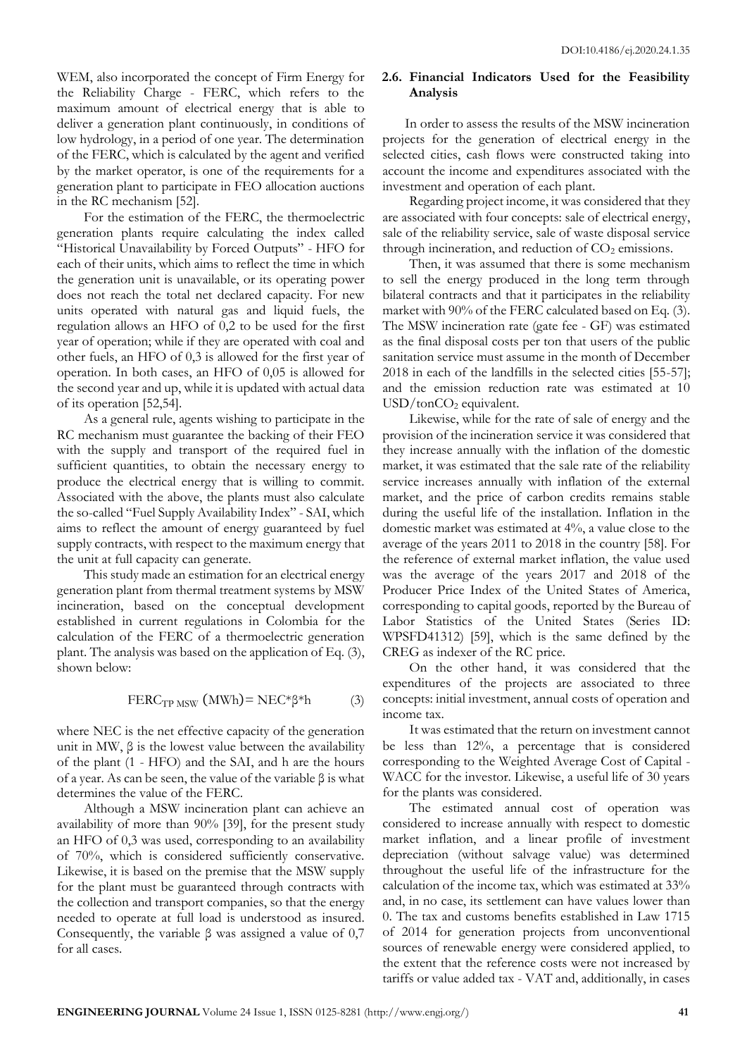WEM, also incorporated the concept of Firm Energy for the Reliability Charge - FERC, which refers to the maximum amount of electrical energy that is able to deliver a generation plant continuously, in conditions of low hydrology, in a period of one year. The determination of the FERC, which is calculated by the agent and verified by the market operator, is one of the requirements for a generation plant to participate in FEO allocation auctions in the RC mechanism [52].

For the estimation of the FERC, the thermoelectric generation plants require calculating the index called "Historical Unavailability by Forced Outputs" - HFO for each of their units, which aims to reflect the time in which the generation unit is unavailable, or its operating power does not reach the total net declared capacity. For new units operated with natural gas and liquid fuels, the regulation allows an HFO of 0,2 to be used for the first year of operation; while if they are operated with coal and other fuels, an HFO of 0,3 is allowed for the first year of operation. In both cases, an HFO of 0,05 is allowed for the second year and up, while it is updated with actual data of its operation [52,54].

As a general rule, agents wishing to participate in the RC mechanism must guarantee the backing of their FEO with the supply and transport of the required fuel in sufficient quantities, to obtain the necessary energy to produce the electrical energy that is willing to commit. Associated with the above, the plants must also calculate the so-called "Fuel Supply Availability Index" - SAI, which aims to reflect the amount of energy guaranteed by fuel supply contracts, with respect to the maximum energy that the unit at full capacity can generate.

This study made an estimation for an electrical energy generation plant from thermal treatment systems by MSW incineration, based on the conceptual development established in current regulations in Colombia for the calculation of the FERC of a thermoelectric generation plant. The analysis was based on the application of Eq. (3), shown below:

$$FERC_{TP\ MSW}\ (MWh) = NEC * \beta * h \tag{3}$$

where NEC is the net effective capacity of the generation unit in MW, β is the lowest value between the availability of the plant (1 - HFO) and the SAI, and h are the hours of a year. As can be seen, the value of the variable β is what determines the value of the FERC.

Although a MSW incineration plant can achieve an availability of more than 90% [39], for the present study an HFO of 0,3 was used, corresponding to an availability of 70%, which is considered sufficiently conservative. Likewise, it is based on the premise that the MSW supply for the plant must be guaranteed through contracts with the collection and transport companies, so that the energy needed to operate at full load is understood as insured. Consequently, the variable β was assigned a value of 0,7 for all cases.

### 2.6. Financial Indicators Used for the Feasibility Analysis

In order to assess the results of the MSW incineration projects for the generation of electrical energy in the selected cities, cash flows were constructed taking into account the income and expenditures associated with the investment and operation of each plant.

Regarding project income, it was considered that they are associated with four concepts: sale of electrical energy, sale of the reliability service, sale of waste disposal service through incineration, and reduction of $CO_2$ emissions.

Then, it was assumed that there is some mechanism to sell the energy produced in the long term through bilateral contracts and that it participates in the reliability market with 90% of the FERC calculated based on Eq. (3). The MSW incineration rate (gate fee - GF) was estimated as the final disposal costs per ton that users of the public sanitation service must assume in the month of December 2018 in each of the landfills in the selected cities [55-57]; and the emission reduction rate was estimated at 10 $USD/tonCO_2$ equivalent.

Likewise, while for the rate of sale of energy and the provision of the incineration service it was considered that they increase annually with the inflation of the domestic market, it was estimated that the sale rate of the reliability service increases annually with inflation of the external market, and the price of carbon credits remains stable during the useful life of the installation. Inflation in the domestic market was estimated at 4%, a value close to the average of the years 2011 to 2018 in the country [58]. For the reference of external market inflation, the value used was the average of the years 2017 and 2018 of the Producer Price Index of the United States of America, corresponding to capital goods, reported by the Bureau of Labor Statistics of the United States (Series ID: WPSFD41312) [59], which is the same defined by the CREG as indexer of the RC price.

On the other hand, it was considered that the expenditures of the projects are associated to three concepts: initial investment, annual costs of operation and income tax.

It was estimated that the return on investment cannot be less than 12%, a percentage that is considered corresponding to the Weighted Average Cost of Capital - WACC for the investor. Likewise, a useful life of 30 years for the plants was considered.

The estimated annual cost of operation was considered to increase annually with respect to domestic market inflation, and a linear profile of investment depreciation (without salvage value) was determined throughout the useful life of the infrastructure for the calculation of the income tax, which was estimated at 33% and, in no case, its settlement can have values lower than 0. The tax and customs benefits established in Law 1715 of 2014 for generation projects from unconventional sources of renewable energy were considered applied, to the extent that the reference costs were not increased by tariffs or value added tax - VAT and, additionally, in cases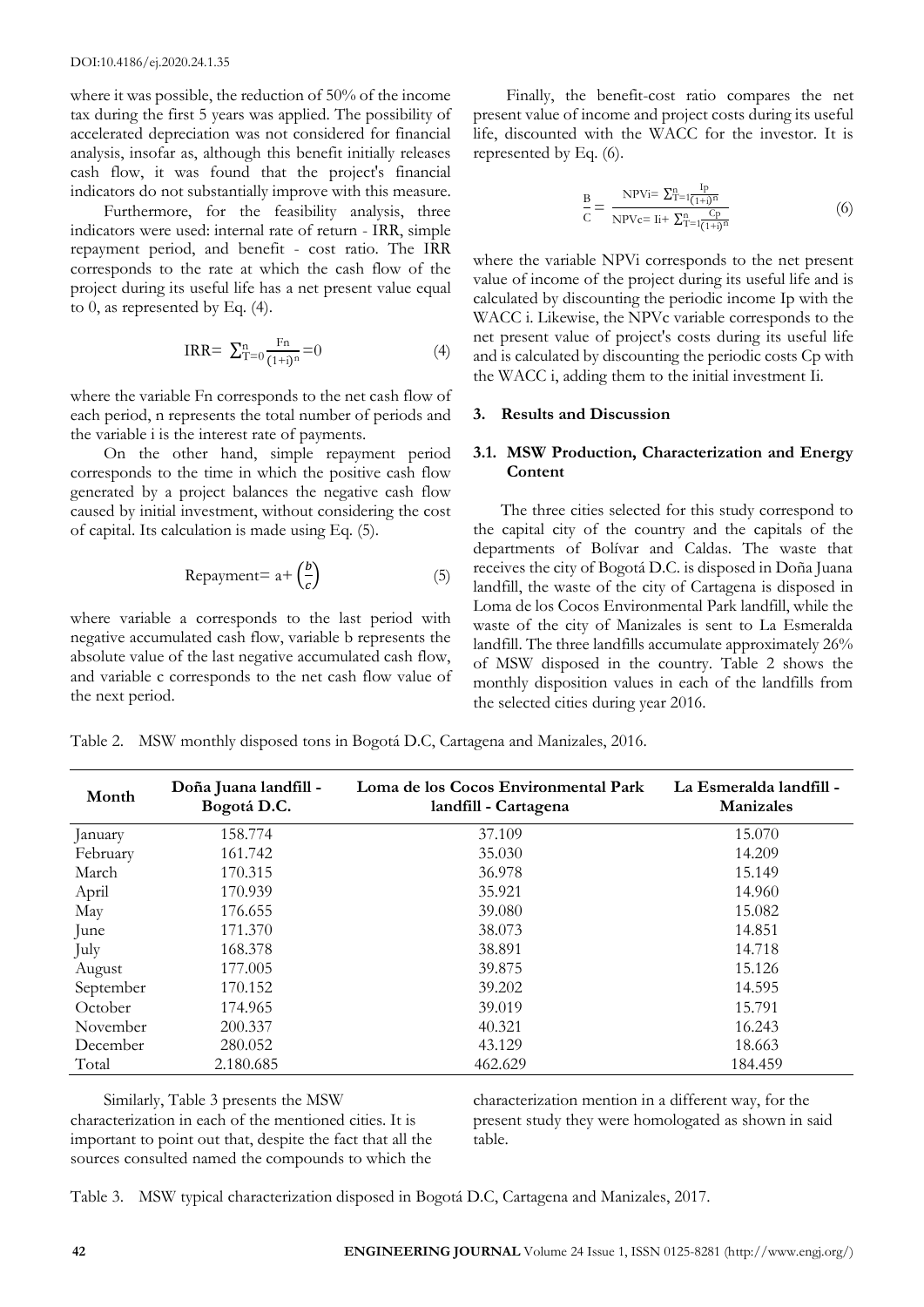where it was possible, the reduction of 50% of the income tax during the first 5 years was applied. The possibility of accelerated depreciation was not considered for financial analysis, insofar as, although this benefit initially releases cash flow, it was found that the project's financial indicators do not substantially improve with this measure.

Furthermore, for the feasibility analysis, three indicators were used: internal rate of return - IRR, simple repayment period, and benefit - cost ratio. The IRR corresponds to the rate at which the cash flow of the project during its useful life has a net present value equal to 0, as represented by Eq. (4).

$$\text{IRR}= \sum_{T=0}^{n} \frac{\text{Fn}}{(1+i)^{n}}=0 \tag{4}$$

where the variable Fn corresponds to the net cash flow of each period, n represents the total number of periods and the variable i is the interest rate of payments.

On the other hand, simple repayment period corresponds to the time in which the positive cash flow generated by a project balances the negative cash flow caused by initial investment, without considering the cost of capital. Its calculation is made using Eq. (5).

$$\text{Repayment}= a+ \left(\frac{b}{c}\right) \tag{5}$$

where variable a corresponds to the last period with negative accumulated cash flow, variable b represents the absolute value of the last negative accumulated cash flow, and variable c corresponds to the net cash flow value of the next period.

Finally, the benefit-cost ratio compares the net present value of income and project costs during its useful life, discounted with the WACC for the investor. It is represented by Eq. (6).

$$\frac{B}{C}= \frac{\text{NPVi}= \sum_{T=1}^{n} \frac{\text{Ip}}{(1+i)^{n}}}{\text{NPVc}= \text{Ii}+ \sum_{T=1}^{n} \frac{\text{Cp}}{(1+i)^{n}}} \tag{6}$$

where the variable NPVi corresponds to the net present value of income of the project during its useful life and is calculated by discounting the periodic income Ip with the WACC i. Likewise, the NPVc variable corresponds to the net present value of project's costs during its useful life and is calculated by discounting the periodic costs Cp with the WACC i, adding them to the initial investment Ii.

## 3. Results and Discussion

### 3.1. MSW Production, Characterization and Energy Content

The three cities selected for this study correspond to the capital city of the country and the capitals of the departments of Bolívar and Caldas. The waste that receives the city of Bogotá D.C. is disposed in Doña Juana landfill, the waste of the city of Cartagena is disposed in Loma de los Cocos Environmental Park landfill, while the waste of the city of Manizales is sent to La Esmeralda landfill. The three landfills accumulate approximately 26% of MSW disposed in the country. Table 2 shows the monthly disposition values in each of the landfills from the selected cities during year 2016.

Table 2. MSW monthly disposed tons in Bogotá D.C, Cartagena and Manizales, 2016.

| Month | Doña Juana landfill - Bogotá D.C. | Loma de los Cocos Environmental Park landfill - Cartagena | La Esmeralda landfill - Manizales |
|---|---|---|---|
| January | 158.774 | 37.109 | 15.070 |
| February | 161.742 | 35.030 | 14.209 |
| March | 170.315 | 36.978 | 15.149 |
| April | 170.939 | 35.921 | 14.960 |
| May | 176.655 | 39.080 | 15.082 |
| June | 171.370 | 38.073 | 14.851 |
| July | 168.378 | 38.891 | 14.718 |
| August | 177.005 | 39.875 | 15.126 |
| September | 170.152 | 39.202 | 14.595 |
| October | 174.965 | 39.019 | 15.791 |
| November | 200.337 | 40.321 | 16.243 |
| December | 280.052 | 43.129 | 18.663 |
| Total | 2.180.685 | 462.629 | 184.459 |

Similarly, Table 3 presents the MSW characterization in each of the mentioned cities. It is important to point out that, despite the fact that all the sources consulted named the compounds to which the characterization mention in a different way, for the present study they were homologated as shown in said table.

Table 3. MSW typical characterization disposed in Bogotá D.C, Cartagena and Manizales, 2017.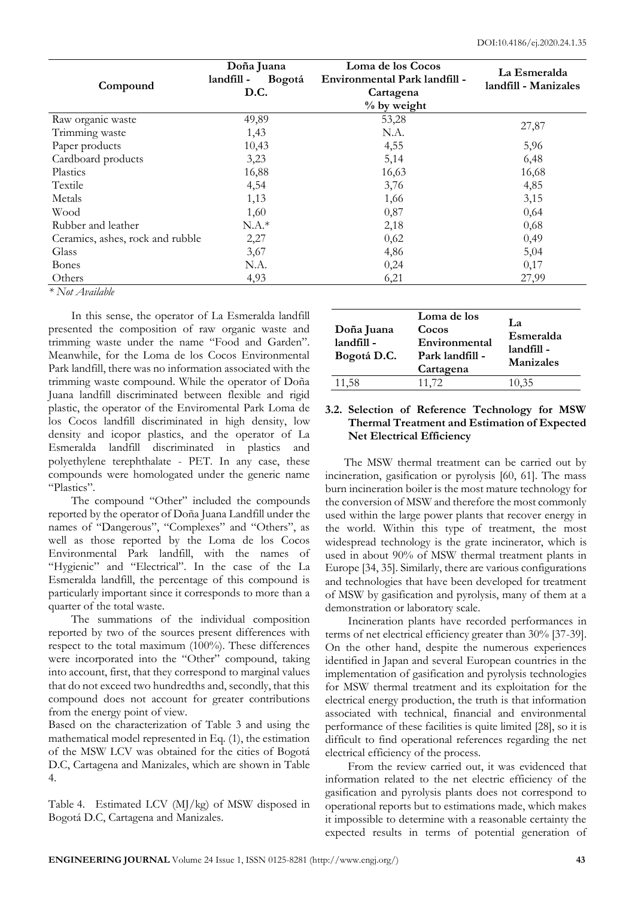| Compound | Doña Juana landfill - Bogotá D.C. | Loma de los Cocos Environmental Park landfill - Cartagena | La Esmeralda landfill - Manizales |
|---|---|---|---|
| | | % by weight | |
| Raw organic waste | 49,89 | 53,28 | 27,87 |
| Trimming waste | 1,43 | N.A. | |
| Paper products | 10,43 | 4,55 | 5,96 |
| Cardboard products | 3,23 | 5,14 | 6,48 |
| Plastics | 16,88 | 16,63 | 16,68 |
| Textile | 4,54 | 3,76 | 4,85 |
| Metals | 1,13 | 1,66 | 3,15 |
| Wood | 1,60 | 0,87 | 0,64 |
| Rubber and leather | N.A.* | 2,18 | 0,68 |
| Ceramics, ashes, rock and rubble | 2,27 | 0,62 | 0,49 |
| Glass | 3,67 | 4,86 | 5,04 |
| Bones | N.A. | 0,24 | 0,17 |
| Others | 4,93 | 6,21 | 27,99 |

*\* Not Available*

In this sense, the operator of La Esmeralda landfill presented the composition of raw organic waste and trimming waste under the name "Food and Garden". Meanwhile, for the Loma de los Cocos Environmental Park landfill, there was no information associated with the trimming waste compound. While the operator of Doña Juana landfill discriminated between flexible and rigid plastic, the operator of the Enviromental Park Loma de los Cocos landfill discriminated in high density, low density and icopor plastics, and the operator of La Esmeralda landfill discriminated in plastics and polyethylene terephthalate - PET. In any case, these compounds were homologated under the generic name "Plastics".

The compound "Other" included the compounds reported by the operator of Doña Juana Landfill under the names of "Dangerous", "Complexes" and "Others", as well as those reported by the Loma de los Cocos Environmental Park landfill, with the names of "Hygienic" and "Electrical". In the case of the La Esmeralda landfill, the percentage of this compound is particularly important since it corresponds to more than a quarter of the total waste.

The summations of the individual composition reported by two of the sources present differences with respect to the total maximum (100%). These differences were incorporated into the "Other" compound, taking into account, first, that they correspond to marginal values that do not exceed two hundredths and, secondly, that this compound does not account for greater contributions from the energy point of view.

Based on the characterization of Table 3 and using the mathematical model represented in Eq. (1), the estimation of the MSW LCV was obtained for the cities of Bogotá D.C, Cartagena and Manizales, which are shown in Table 4.

Table 4. Estimated LCV (MJ/kg) of MSW disposed in Bogotá D.C, Cartagena and Manizales.

| Doña Juana landfill - Bogotá D.C. | Loma de los Cocos Environmental Park landfill - Cartagena | La Esmeralda landfill - Manizales |
|---|---|---|
| 11,58 | 11,72 | 10,35 |

### 3.2. Selection of Reference Technology for MSW Thermal Treatment and Estimation of Expected Net Electrical Efficiency

The MSW thermal treatment can be carried out by incineration, gasification or pyrolysis [60, 61]. The mass burn incineration boiler is the most mature technology for the conversion of MSW and therefore the most commonly used within the large power plants that recover energy in the world. Within this type of treatment, the most widespread technology is the grate incinerator, which is used in about 90% of MSW thermal treatment plants in Europe [34, 35]. Similarly, there are various configurations and technologies that have been developed for treatment of MSW by gasification and pyrolysis, many of them at a demonstration or laboratory scale.

Incineration plants have recorded performances in terms of net electrical efficiency greater than 30% [37-39]. On the other hand, despite the numerous experiences identified in Japan and several European countries in the implementation of gasification and pyrolysis technologies for MSW thermal treatment and its exploitation for the electrical energy production, the truth is that information associated with technical, financial and environmental performance of these facilities is quite limited [28], so it is difficult to find operational references regarding the net electrical efficiency of the process.

From the review carried out, it was evidenced that information related to the net electric efficiency of the gasification and pyrolysis plants does not correspond to operational reports but to estimations made, which makes it impossible to determine with a reasonable certainty the expected results in terms of potential generation of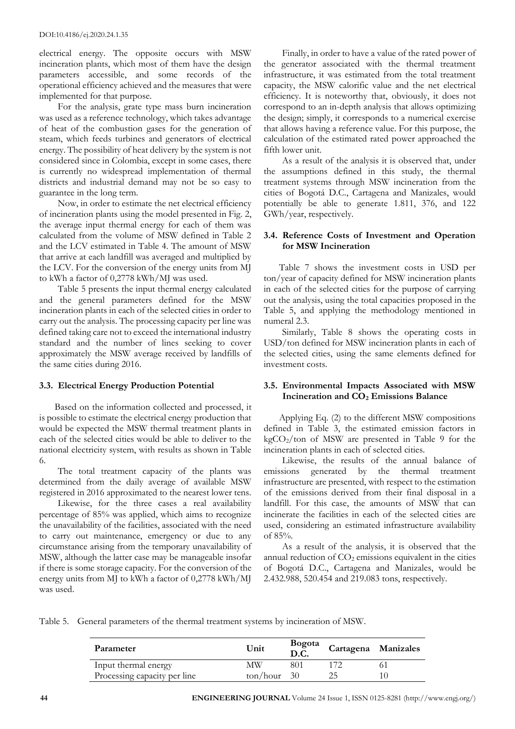electrical energy. The opposite occurs with MSW incineration plants, which most of them have the design parameters accessible, and some records of the operational efficiency achieved and the measures that were implemented for that purpose.

For the analysis, grate type mass burn incineration was used as a reference technology, which takes advantage of heat of the combustion gases for the generation of steam, which feeds turbines and generators of electrical energy. The possibility of heat delivery by the system is not considered since in Colombia, except in some cases, there is currently no widespread implementation of thermal districts and industrial demand may not be so easy to guarantee in the long term.

Now, in order to estimate the net electrical efficiency of incineration plants using the model presented in Fig. 2, the average input thermal energy for each of them was calculated from the volume of MSW defined in Table 2 and the LCV estimated in Table 4. The amount of MSW that arrive at each landfill was averaged and multiplied by the LCV. For the conversion of the energy units from MJ to kWh a factor of 0,2778 kWh/MJ was used.

Table 5 presents the input thermal energy calculated and the general parameters defined for the MSW incineration plants in each of the selected cities in order to carry out the analysis. The processing capacity per line was defined taking care not to exceed the international industry standard and the number of lines seeking to cover approximately the MSW average received by landfills of the same cities during 2016.

### 3.3. Electrical Energy Production Potential

Based on the information collected and processed, it is possible to estimate the electrical energy production that would be expected the MSW thermal treatment plants in each of the selected cities would be able to deliver to the national electricity system, with results as shown in Table 6.

The total treatment capacity of the plants was determined from the daily average of available MSW registered in 2016 approximated to the nearest lower tens.

Likewise, for the three cases a real availability percentage of 85% was applied, which aims to recognize the unavailability of the facilities, associated with the need to carry out maintenance, emergency or due to any circumstance arising from the temporary unavailability of MSW, although the latter case may be manageable insofar if there is some storage capacity. For the conversion of the energy units from MJ to kWh a factor of 0,2778 kWh/MJ was used.

Finally, in order to have a value of the rated power of the generator associated with the thermal treatment infrastructure, it was estimated from the total treatment capacity, the MSW calorific value and the net electrical efficiency. It is noteworthy that, obviously, it does not correspond to an in-depth analysis that allows optimizing the design; simply, it corresponds to a numerical exercise that allows having a reference value. For this purpose, the calculation of the estimated rated power approached the fifth lower unit.

As a result of the analysis it is observed that, under the assumptions defined in this study, the thermal treatment systems through MSW incineration from the cities of Bogotá D.C., Cartagena and Manizales, would potentially be able to generate 1.811, 376, and 122 GWh/year, respectively.

### 3.4. Reference Costs of Investment and Operation for MSW Incineration

Table 7 shows the investment costs in USD per ton/year of capacity defined for MSW incineration plants in each of the selected cities for the purpose of carrying out the analysis, using the total capacities proposed in the Table 5, and applying the methodology mentioned in numeral 2.3.

Similarly, Table 8 shows the operating costs in USD/ton defined for MSW incineration plants in each of the selected cities, using the same elements defined for investment costs.

### 3.5. Environmental Impacts Associated with MSW Incineration and $CO_2$ Emissions Balance

Applying Eq. (2) to the different MSW compositions defined in Table 3, the estimated emission factors in $kgCO_2$/ton of MSW are presented in Table 9 for the incineration plants in each of selected cities.

Likewise, the results of the annual balance of emissions generated by the thermal treatment infrastructure are presented, with respect to the estimation of the emissions derived from their final disposal in a landfill. For this case, the amounts of MSW that can incinerate the facilities in each of the selected cities are used, considering an estimated infrastructure availability of 85%.

As a result of the analysis, it is observed that the annual reduction of $CO_2$ emissions equivalent in the cities of Bogotá D.C., Cartagena and Manizales, would be 2.432.988, 520.454 and 219.083 tons, respectively.

Table 5. General parameters of the thermal treatment systems by incineration of MSW.

| Parameter | Unit | Bogota D.C. | Cartagena | Manizales |
|---|---|---|---|---|
| Input thermal energy | MW | 801 | 172 | 61 |
| Processing capacity per line | ton/hour | 30 | 25 | 10 |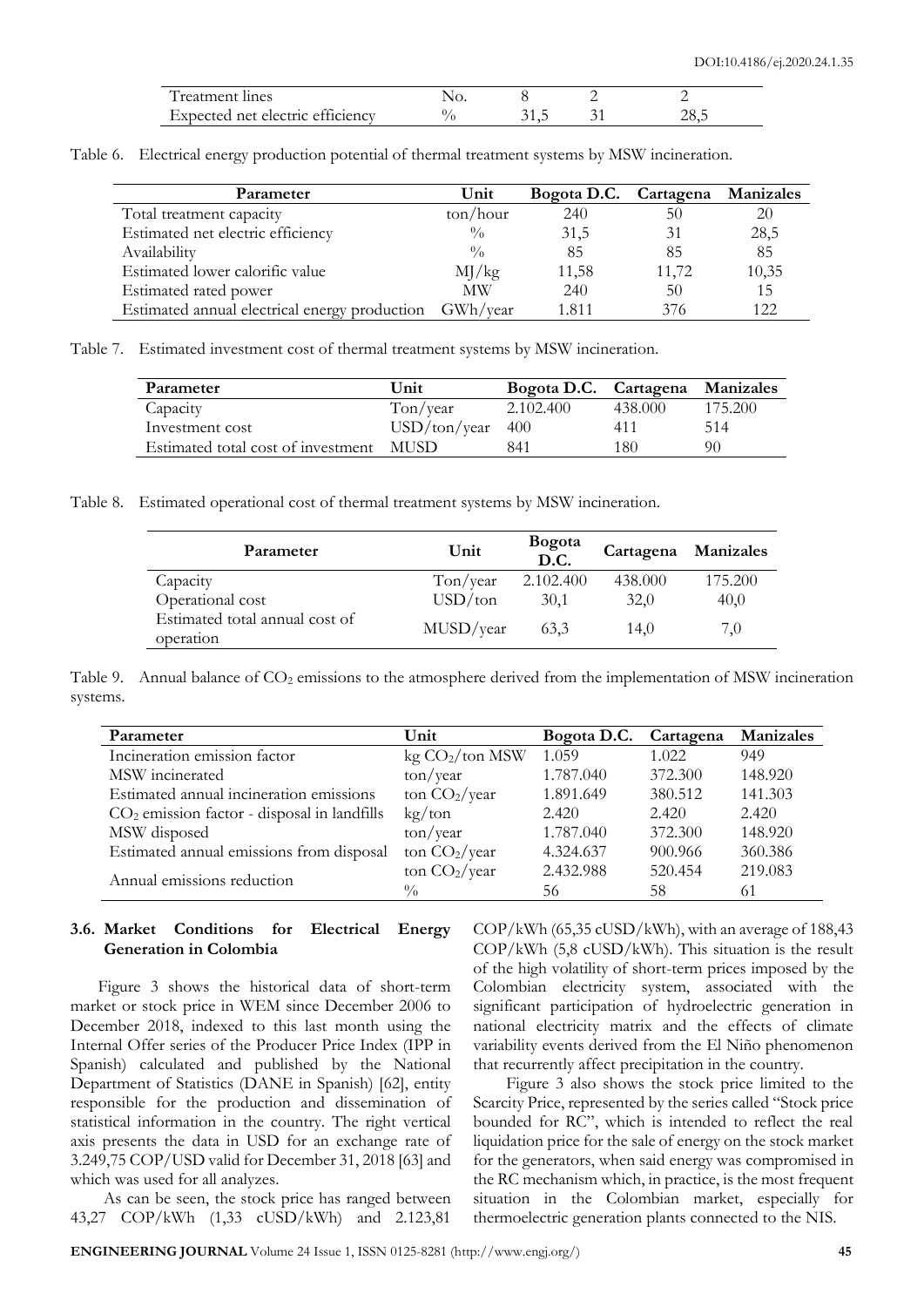| Treatment lines | No. | 8 | 2 | 2 |
|---|---|---|---|---|
| Expected net electric efficiency | % | 31,5 | 31 | 28,5 |

Table 6. Electrical energy production potential of thermal treatment systems by MSW incineration.

| Parameter | Unit | Bogota D.C. | Cartagena | Manizales |
|---|---|---|---|---|
| Total treatment capacity | ton/hour | 240 | 50 | 20 |
| Estimated net electric efficiency | % | 31,5 | 31 | 28,5 |
| Availability | % | 85 | 85 | 85 |
| Estimated lower calorific value | MJ/kg | 11,58 | 11,72 | 10,35 |
| Estimated rated power | MW | 240 | 50 | 15 |
| Estimated annual electrical energy production | GWh/year | 1.811 | 376 | 122 |

Table 7. Estimated investment cost of thermal treatment systems by MSW incineration.

| Parameter | Unit | Bogota D.C. | Cartagena | Manizales |
|---|---|---|---|---|
| Capacity | Ton/year | 2.102.400 | 438.000 | 175.200 |
| Investment cost | USD/ton/year | 400 | 411 | 514 |
| Estimated total cost of investment | MUSD | 841 | 180 | 90 |

Table 8. Estimated operational cost of thermal treatment systems by MSW incineration.

| Parameter | Unit | Bogota D.C. | Cartagena | Manizales |
|---|---|---|---|---|
| Capacity | Ton/year | 2.102.400 | 438.000 | 175.200 |
| Operational cost | USD/ton | 30,1 | 32,0 | 40,0 |
| Estimated total annual cost of operation | MUSD/year | 63,3 | 14,0 | 7,0 |

Table 9. Annual balance of $CO_2$ emissions to the atmosphere derived from the implementation of MSW incineration systems.

| Parameter | Unit | Bogota D.C. | Cartagena | Manizales |
|---|---|---|---|---|
| Incineration emission factor | kg $CO_2$/ton MSW | 1.059 | 1.022 | 949 |
| MSW incinerated | ton/year | 1.787.040 | 372.300 | 148.920 |
| Estimated annual incineration emissions | ton $CO_2$/year | 1.891.649 | 380.512 | 141.303 |
| $CO_2$ emission factor - disposal in landfills | kg/ton | 2.420 | 2.420 | 2.420 |
| MSW disposed | ton/year | 1.787.040 | 372.300 | 148.920 |
| Estimated annual emissions from disposal | ton $CO_2$/year | 4.324.637 | 900.966 | 360.386 |
| Annual emissions reduction | ton $CO_2$/year | 2.432.988 | 520.454 | 219.083 |
| | % | 56 | 58 | 61 |

### 3.6. Market Conditions for Electrical Energy Generation in Colombia

Figure 3 shows the historical data of short-term market or stock price in WEM since December 2006 to December 2018, indexed to this last month using the Internal Offer series of the Producer Price Index (IPP in Spanish) calculated and published by the National Department of Statistics (DANE in Spanish) [62], entity responsible for the production and dissemination of statistical information in the country. The right vertical axis presents the data in USD for an exchange rate of 3.249,75 COP/USD valid for December 31, 2018 [63] and which was used for all analyzes.

As can be seen, the stock price has ranged between 43,27 COP/kWh (1,33 cUSD/kWh) and 2.123,81 COP/kWh (65,35 cUSD/kWh), with an average of 188,43 COP/kWh (5,8 cUSD/kWh). This situation is the result of the high volatility of short-term prices imposed by the Colombian electricity system, associated with the significant participation of hydroelectric generation in national electricity matrix and the effects of climate variability events derived from the El Niño phenomenon that recurrently affect precipitation in the country.

Figure 3 also shows the stock price limited to the Scarcity Price, represented by the series called "Stock price bounded for RC", which is intended to reflect the real liquidation price for the sale of energy on the stock market for the generators, when said energy was compromised in the RC mechanism which, in practice, is the most frequent situation in the Colombian market, especially for thermoelectric generation plants connected to the NIS.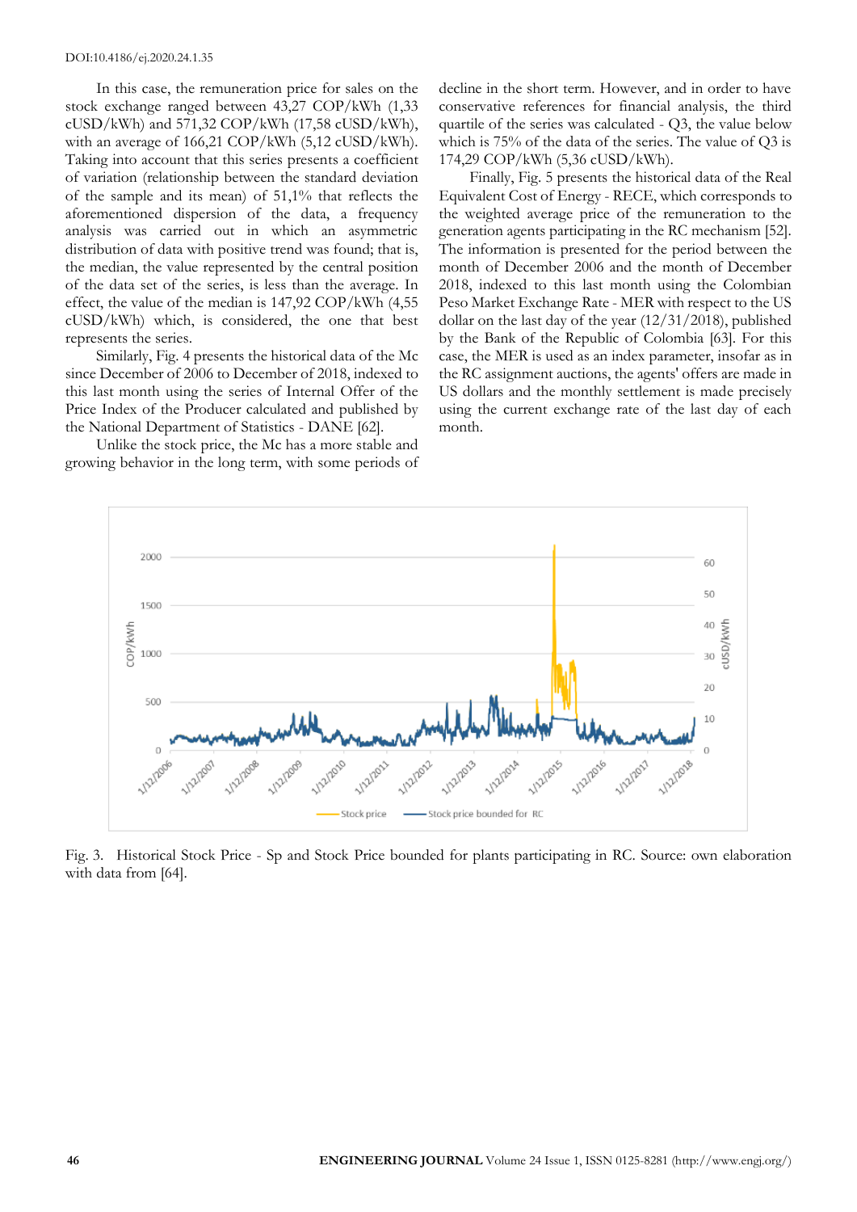In this case, the remuneration price for sales on the stock exchange ranged between 43,27 COP/kWh (1,33 cUSD/kWh) and 571,32 COP/kWh (17,58 cUSD/kWh), with an average of 166,21 COP/kWh (5,12 cUSD/kWh). Taking into account that this series presents a coefficient of variation (relationship between the standard deviation of the sample and its mean) of 51,1% that reflects the aforementioned dispersion of the data, a frequency analysis was carried out in which an asymmetric distribution of data with positive trend was found; that is, the median, the value represented by the central position of the data set of the series, is less than the average. In effect, the value of the median is 147,92 COP/kWh (4,55 cUSD/kWh) which, is considered, the one that best represents the series.

Similarly, Fig. 4 presents the historical data of the Mc since December of 2006 to December of 2018, indexed to this last month using the series of Internal Offer of the Price Index of the Producer calculated and published by the National Department of Statistics - DANE [62].

Unlike the stock price, the Mc has a more stable and growing behavior in the long term, with some periods of decline in the short term. However, and in order to have conservative references for financial analysis, the third quartile of the series was calculated - Q3, the value below which is 75% of the data of the series. The value of Q3 is 174,29 COP/kWh (5,36 cUSD/kWh).

Finally, Fig. 5 presents the historical data of the Real Equivalent Cost of Energy - RECE, which corresponds to the weighted average price of the remuneration to the generation agents participating in the RC mechanism [52]. The information is presented for the period between the month of December 2006 and the month of December 2018, indexed to this last month using the Colombian Peso Market Exchange Rate - MER with respect to the US dollar on the last day of the year (12/31/2018), published by the Bank of the Republic of Colombia [63]. For this case, the MER is used as an index parameter, insofar as in the RC assignment auctions, the agents' offers are made in US dollars and the monthly settlement is made precisely using the current exchange rate of the last day of each month.

Fig. 3. Historical Stock Price - Sp and Stock Price bounded for plants participating in RC. Source: own elaboration with data from [64].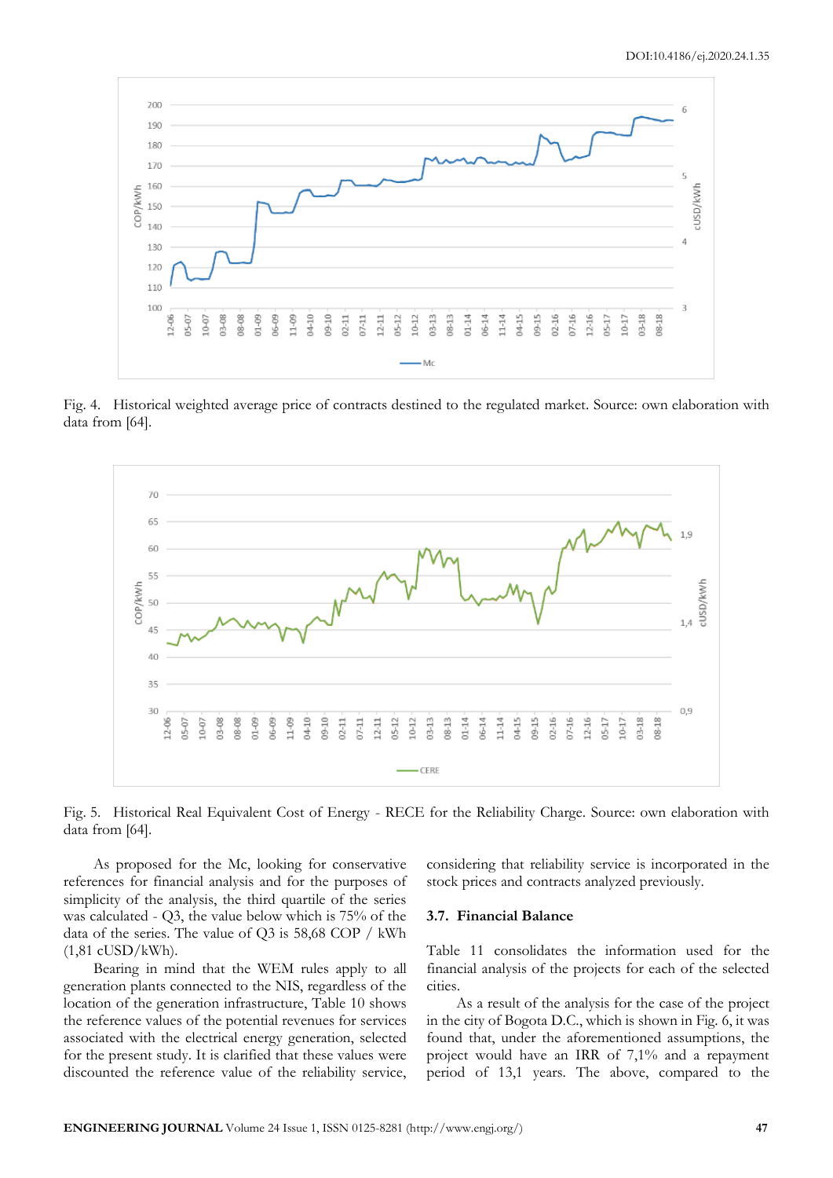Fig. 4. Historical weighted average price of contracts destined to the regulated market. Source: own elaboration with data from [64].

Fig. 5. Historical Real Equivalent Cost of Energy - RECE for the Reliability Charge. Source: own elaboration with data from [64].

As proposed for the Mc, looking for conservative references for financial analysis and for the purposes of simplicity of the analysis, the third quartile of the series was calculated - Q3, the value below which is 75% of the data of the series. The value of Q3 is 58,68 COP / kWh (1,81 cUSD/kWh).

Bearing in mind that the WEM rules apply to all generation plants connected to the NIS, regardless of the location of the generation infrastructure, Table 10 shows the reference values of the potential revenues for services associated with the electrical energy generation, selected for the present study. It is clarified that these values were discounted the reference value of the reliability service, considering that reliability service is incorporated in the stock prices and contracts analyzed previously.

### 3.7. Financial Balance

Table 11 consolidates the information used for the financial analysis of the projects for each of the selected cities.

As a result of the analysis for the case of the project in the city of Bogota D.C., which is shown in Fig. 6, it was found that, under the aforementioned assumptions, the project would have an IRR of 7,1% and a repayment period of 13,1 years. The above, compared to the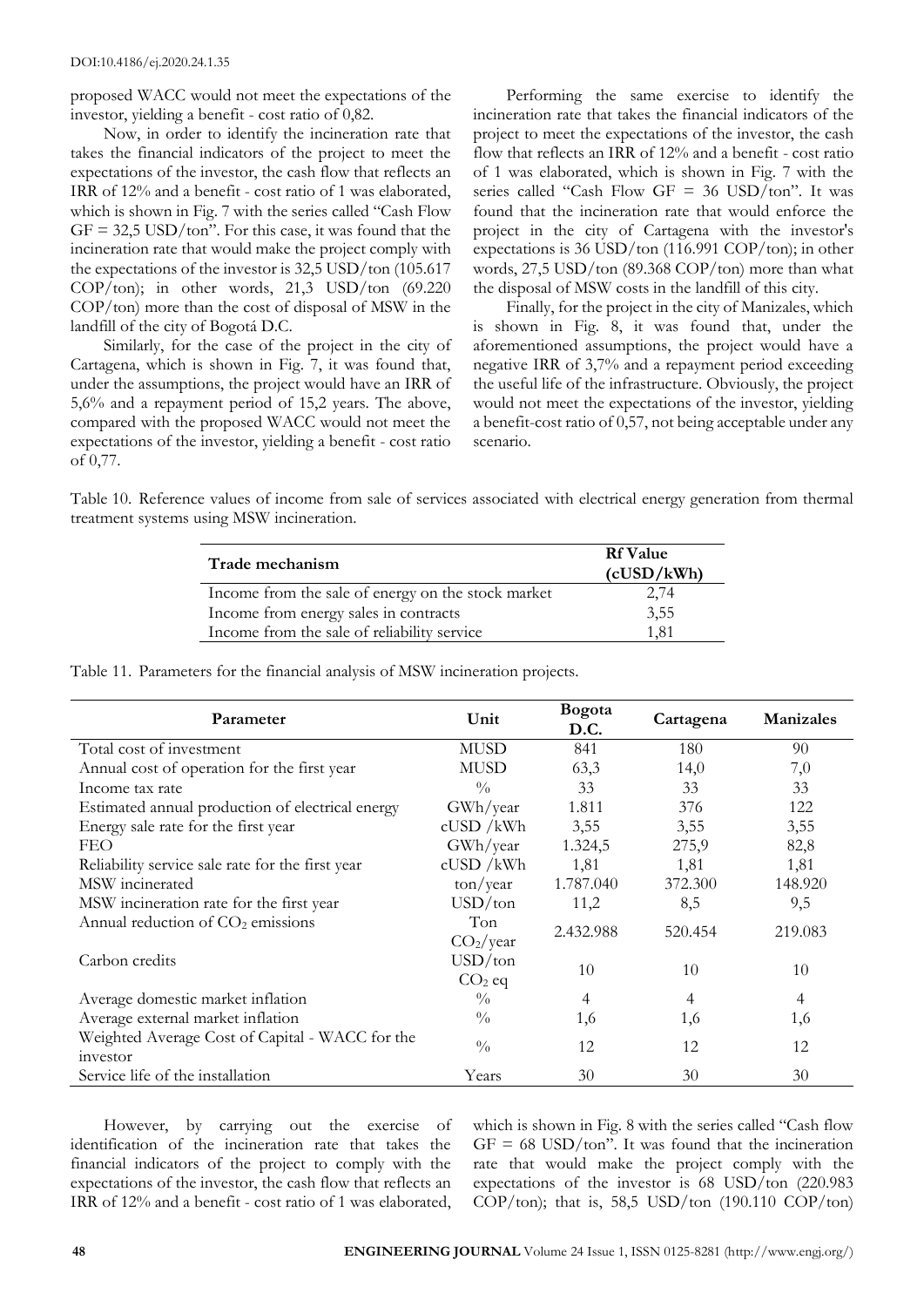proposed WACC would not meet the expectations of the investor, yielding a benefit - cost ratio of 0,82.

Now, in order to identify the incineration rate that takes the financial indicators of the project to meet the expectations of the investor, the cash flow that reflects an IRR of 12% and a benefit - cost ratio of 1 was elaborated, which is shown in Fig. 7 with the series called "Cash Flow GF = 32,5 USD/ton". For this case, it was found that the incineration rate that would make the project comply with the expectations of the investor is 32,5 USD/ton (105.617 COP/ton); in other words, 21,3 USD/ton (69.220 COP/ton) more than the cost of disposal of MSW in the landfill of the city of Bogotá D.C.

Similarly, for the case of the project in the city of Cartagena, which is shown in Fig. 7, it was found that, under the assumptions, the project would have an IRR of 5,6% and a repayment period of 15,2 years. The above, compared with the proposed WACC would not meet the expectations of the investor, yielding a benefit - cost ratio of 0,77.

Performing the same exercise to identify the incineration rate that takes the financial indicators of the project to meet the expectations of the investor, the cash flow that reflects an IRR of 12% and a benefit - cost ratio of 1 was elaborated, which is shown in Fig. 7 with the series called "Cash Flow GF = 36 USD/ton". It was found that the incineration rate that would enforce the project in the city of Cartagena with the investor's expectations is 36 USD/ton (116.991 COP/ton); in other words, 27,5 USD/ton (89.368 COP/ton) more than what the disposal of MSW costs in the landfill of this city.

Finally, for the project in the city of Manizales, which is shown in Fig. 8, it was found that, under the aforementioned assumptions, the project would have a negative IRR of 3,7% and a repayment period exceeding the useful life of the infrastructure. Obviously, the project would not meet the expectations of the investor, yielding a benefit-cost ratio of 0,57, not being acceptable under any scenario.

Table 10. Reference values of income from sale of services associated with electrical energy generation from thermal treatment systems using MSW incineration.

| Trade mechanism | Rf Value (cUSD/kWh) |
|---|---|
| Income from the sale of energy on the stock market | 2,74 |
| Income from energy sales in contracts | 3,55 |
| Income from the sale of reliability service | 1,81 |

Table 11. Parameters for the financial analysis of MSW incineration projects.

| Parameter | Unit | Bogota D.C. | Cartagena | Manizales |
|---|---|---|---|---|
| Total cost of investment | MUSD | 841 | 180 | 90 |
| Annual cost of operation for the first year | MUSD | 63,3 | 14,0 | 7,0 |
| Income tax rate | % | 33 | 33 | 33 |
| Estimated annual production of electrical energy | GWh/year | 1.811 | 376 | 122 |
| Energy sale rate for the first year | cUSD /kWh | 3,55 | 3,55 | 3,55 |
| FEO | GWh/year | 1.324,5 | 275,9 | 82,8 |
| Reliability service sale rate for the first year | cUSD /kWh | 1,81 | 1,81 | 1,81 |
| MSW incinerated | ton/year | 1.787.040 | 372.300 | 148.920 |
| MSW incineration rate for the first year | USD/ton | 11,2 | 8,5 | 9,5 |
| Annual reduction of $CO_2$ emissions | Ton $CO_2$/year | 2.432.988 | 520.454 | 219.083 |
| Carbon credits | USD/ton $CO_2$ eq | 10 | 10 | 10 |
| Average domestic market inflation | % | 4 | 4 | 4 |
| Average external market inflation | % | 1,6 | 1,6 | 1,6 |
| Weighted Average Cost of Capital - WACC for the investor | % | 12 | 12 | 12 |
| Service life of the installation | Years | 30 | 30 | 30 |

However, by carrying out the exercise of identification of the incineration rate that takes the financial indicators of the project to comply with the expectations of the investor, the cash flow that reflects an IRR of 12% and a benefit - cost ratio of 1 was elaborated, which is shown in Fig. 8 with the series called "Cash flow GF = 68 USD/ton". It was found that the incineration rate that would make the project comply with the expectations of the investor is 68 USD/ton (220.983 COP/ton); that is, 58,5 USD/ton (190.110 COP/ton)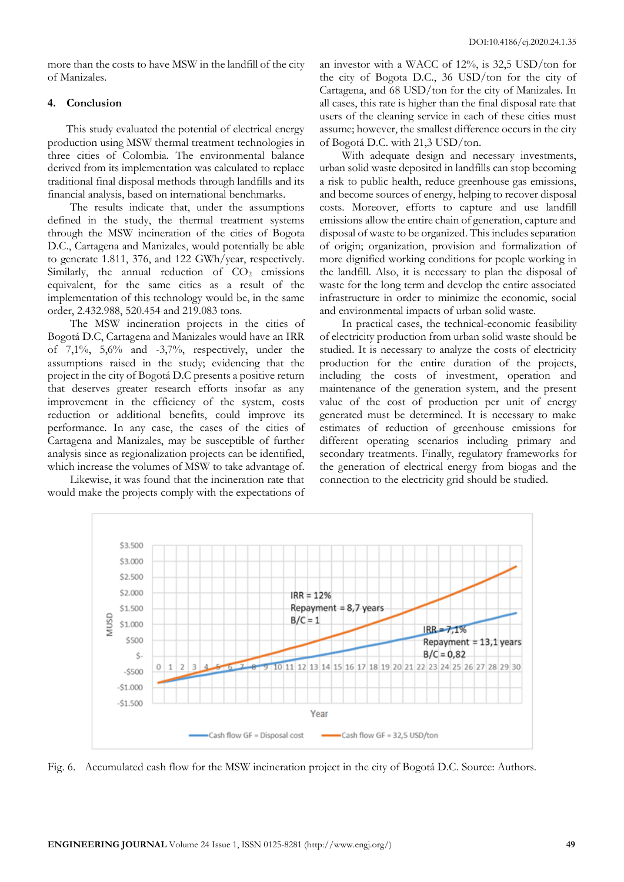more than the costs to have MSW in the landfill of the city of Manizales.

## 4. Conclusion

This study evaluated the potential of electrical energy production using MSW thermal treatment technologies in three cities of Colombia. The environmental balance derived from its implementation was calculated to replace traditional final disposal methods through landfills and its financial analysis, based on international benchmarks.

The results indicate that, under the assumptions defined in the study, the thermal treatment systems through the MSW incineration of the cities of Bogota D.C., Cartagena and Manizales, would potentially be able to generate 1.811, 376, and 122 GWh/year, respectively. Similarly, the annual reduction of $CO_2$ emissions equivalent, for the same cities as a result of the implementation of this technology would be, in the same order, 2.432.988, 520.454 and 219.083 tons.

The MSW incineration projects in the cities of Bogotá D.C, Cartagena and Manizales would have an IRR of 7,1%, 5,6% and -3,7%, respectively, under the assumptions raised in the study; evidencing that the project in the city of Bogotá D.C presents a positive return that deserves greater research efforts insofar as any improvement in the efficiency of the system, costs reduction or additional benefits, could improve its performance. In any case, the cases of the cities of Cartagena and Manizales, may be susceptible of further analysis since as regionalization projects can be identified, which increase the volumes of MSW to take advantage of.

Likewise, it was found that the incineration rate that would make the projects comply with the expectations of an investor with a WACC of 12%, is 32,5 USD/ton for the city of Bogota D.C., 36 USD/ton for the city of Cartagena, and 68 USD/ton for the city of Manizales. In all cases, this rate is higher than the final disposal rate that users of the cleaning service in each of these cities must assume; however, the smallest difference occurs in the city of Bogotá D.C. with 21,3 USD/ton.

With adequate design and necessary investments, urban solid waste deposited in landfills can stop becoming a risk to public health, reduce greenhouse gas emissions, and become sources of energy, helping to recover disposal costs. Moreover, efforts to capture and use landfill emissions allow the entire chain of generation, capture and disposal of waste to be organized. This includes separation of origin; organization, provision and formalization of more dignified working conditions for people working in the landfill. Also, it is necessary to plan the disposal of waste for the long term and develop the entire associated infrastructure in order to minimize the economic, social and environmental impacts of urban solid waste.

In practical cases, the technical-economic feasibility of electricity production from urban solid waste should be studied. It is necessary to analyze the costs of electricity production for the entire duration of the projects, including the costs of investment, operation and maintenance of the generation system, and the present value of the cost of production per unit of energy generated must be determined. It is necessary to make estimates of reduction of greenhouse emissions for different operating scenarios including primary and secondary treatments. Finally, regulatory frameworks for the generation of electrical energy from biogas and the connection to the electricity grid should be studied.

Fig. 6. Accumulated cash flow for the MSW incineration project in the city of Bogotá D.C. Source: Authors.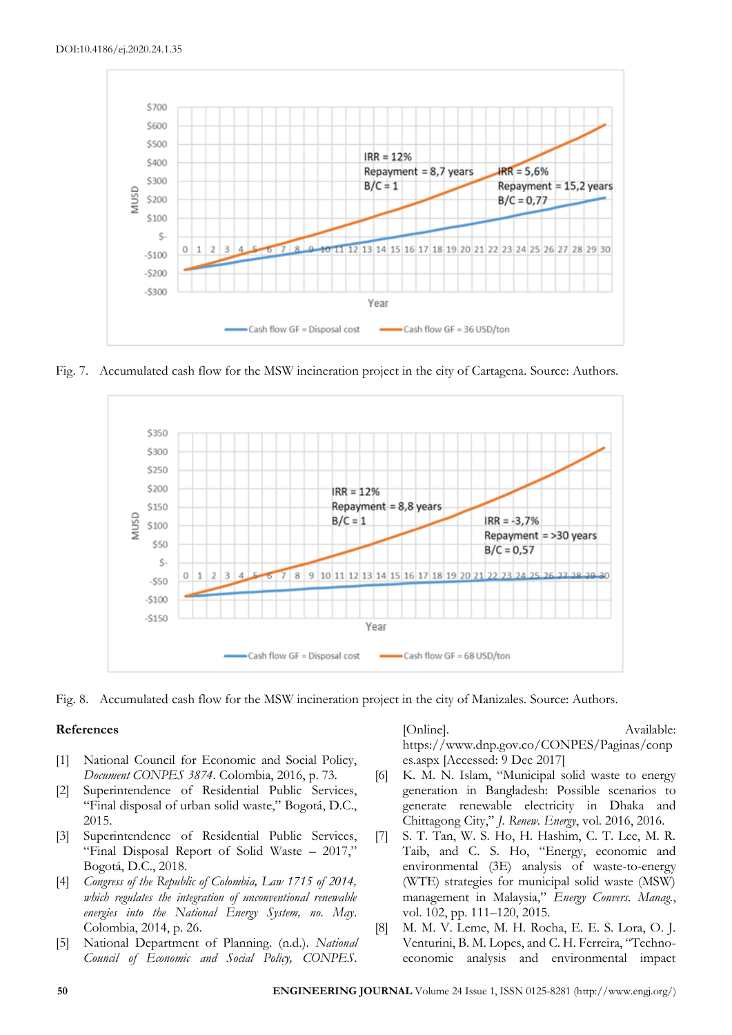Fig. 7. Accumulated cash flow for the MSW incineration project in the city of Cartagena. Source: Authors.

Fig. 8. Accumulated cash flow for the MSW incineration project in the city of Manizales. Source: Authors.

## References

[1] National Council for Economic and Social Policy, *Document CONPES 3874*. Colombia, 2016, p. 73.

[2] Superintendence of Residential Public Services, "Final disposal of urban solid waste," Bogotá, D.C., 2015.

[3] Superintendence of Residential Public Services, "Final Disposal Report of Solid Waste – 2017," Bogotá, D.C., 2018.

[4] *Congress of the Republic of Colombia, Law 1715 of 2014, which regulates the integration of unconventional renewable energies into the National Energy System, no. May*. Colombia, 2014, p. 26.

[5] National Department of Planning. (n.d.). *National Council of Economic and Social Policy, CONPES*. [Online]. Available: https://www.dnp.gov.co/CONPES/Paginas/conpes.aspx [Accessed: 9 Dec 2017]

[6] K. M. N. Islam, "Municipal solid waste to energy generation in Bangladesh: Possible scenarios to generate renewable electricity in Dhaka and Chittagong City," *J. Renew. Energy*, vol. 2016, 2016.

[7] S. T. Tan, W. S. Ho, H. Hashim, C. T. Lee, M. R. Taib, and C. S. Ho, "Energy, economic and environmental (3E) analysis of waste-to-energy (WTE) strategies for municipal solid waste (MSW) management in Malaysia," *Energy Convers. Manag.*, vol. 102, pp. 111–120, 2015.

[8] M. M. V. Leme, M. H. Rocha, E. E. S. Lora, O. J. Venturini, B. M. Lopes, and C. H. Ferreira, "Techno-economic analysis and environmental impact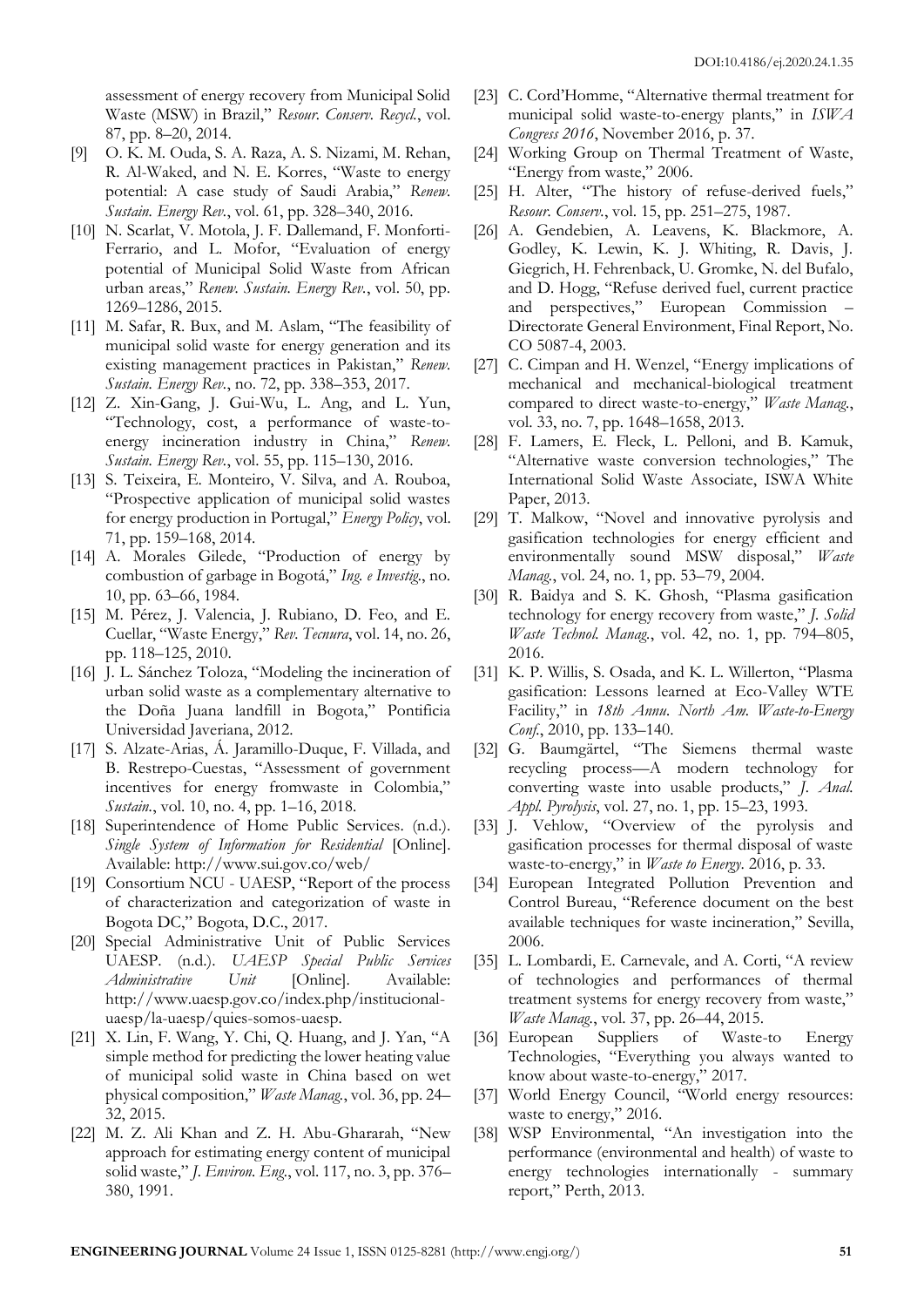assessment of energy recovery from Municipal Solid Waste (MSW) in Brazil," *Resour. Conserv. Recycl.*, vol. 87, pp. 8–20, 2014.

[9] O. K. M. Ouda, S. A. Raza, A. S. Nizami, M. Rehan, R. Al-Waked, and N. E. Korres, "Waste to energy potential: A case study of Saudi Arabia," *Renew. Sustain. Energy Rev.*, vol. 61, pp. 328–340, 2016.

[10] N. Scarlat, V. Motola, J. F. Dallemand, F. Monforti-Ferrario, and L. Mofor, "Evaluation of energy potential of Municipal Solid Waste from African urban areas," *Renew. Sustain. Energy Rev.*, vol. 50, pp. 1269–1286, 2015.

[11] M. Safar, R. Bux, and M. Aslam, "The feasibility of municipal solid waste for energy generation and its existing management practices in Pakistan," *Renew. Sustain. Energy Rev.*, no. 72, pp. 338–353, 2017.

[12] Z. Xin-Gang, J. Gui-Wu, L. Ang, and L. Yun, "Technology, cost, a performance of waste-to-energy incineration industry in China," *Renew. Sustain. Energy Rev.*, vol. 55, pp. 115–130, 2016.

[13] S. Teixeira, E. Monteiro, V. Silva, and A. Rouboa, "Prospective application of municipal solid wastes for energy production in Portugal," *Energy Policy*, vol. 71, pp. 159–168, 2014.

[14] A. Morales Gilede, "Production of energy by combustion of garbage in Bogotá," *Ing. e Investig.*, no. 10, pp. 63–66, 1984.

[15] M. Pérez, J. Valencia, J. Rubiano, D. Feo, and E. Cuellar, "Waste Energy," *Rev. Tecnura*, vol. 14, no. 26, pp. 118–125, 2010.

[16] J. L. Sánchez Toloza, "Modeling the incineration of urban solid waste as a complementary alternative to the Doña Juana landfill in Bogota," Pontificia Universidad Javeriana, 2012.

[17] S. Alzate-Arias, Á. Jaramillo-Duque, F. Villada, and B. Restrepo-Cuestas, "Assessment of government incentives for energy fromwaste in Colombia," *Sustain.*, vol. 10, no. 4, pp. 1–16, 2018.

[18] Superintendence of Home Public Services. (n.d.). *Single System of Information for Residential* [Online]. Available: http://www.sui.gov.co/web/

[19] Consortium NCU - UAESP, "Report of the process of characterization and categorization of waste in Bogota DC," Bogota, D.C., 2017.

[20] Special Administrative Unit of Public Services UAESP. (n.d.). *UAESP Special Public Services Administrative Unit* [Online]. Available: http://www.uaesp.gov.co/index.php/institucional-uaesp/la-uaesp/quies-somos-uaesp.

[21] X. Lin, F. Wang, Y. Chi, Q. Huang, and J. Yan, "A simple method for predicting the lower heating value of municipal solid waste in China based on wet physical composition," *Waste Manag.*, vol. 36, pp. 24–32, 2015.

[22] M. Z. Ali Khan and Z. H. Abu-Ghararah, "New approach for estimating energy content of municipal solid waste," *J. Environ. Eng.*, vol. 117, no. 3, pp. 376–380, 1991.

[23] C. Cord'Homme, "Alternative thermal treatment for municipal solid waste-to-energy plants," in *ISWA Congress 2016*, November 2016, p. 37.

[24] Working Group on Thermal Treatment of Waste, "Energy from waste," 2006.

[25] H. Alter, "The history of refuse-derived fuels," *Resour. Conserv.*, vol. 15, pp. 251–275, 1987.

[26] A. Gendebien, A. Leavens, K. Blackmore, A. Godley, K. Lewin, K. J. Whiting, R. Davis, J. Giegrich, H. Fehrenback, U. Gromke, N. del Bufalo, and D. Hogg, "Refuse derived fuel, current practice and perspectives," European Commission – Directorate General Environment, Final Report, No. CO 5087-4, 2003.

[27] C. Cimpan and H. Wenzel, "Energy implications of mechanical and mechanical-biological treatment compared to direct waste-to-energy," *Waste Manag.*, vol. 33, no. 7, pp. 1648–1658, 2013.

[28] F. Lamers, E. Fleck, L. Pelloni, and B. Kamuk, "Alternative waste conversion technologies," The International Solid Waste Associate, ISWA White Paper, 2013.

[29] T. Malkow, "Novel and innovative pyrolysis and gasification technologies for energy efficient and environmentally sound MSW disposal," *Waste Manag.*, vol. 24, no. 1, pp. 53–79, 2004.

[30] R. Baidya and S. K. Ghosh, "Plasma gasification technology for energy recovery from waste," *J. Solid Waste Technol. Manag.*, vol. 42, no. 1, pp. 794–805, 2016.

[31] K. P. Willis, S. Osada, and K. L. Willerton, "Plasma gasification: Lessons learned at Eco-Valley WTE Facility," in *18th Annu. North Am. Waste-to-Energy Conf.*, 2010, pp. 133–140.

[32] G. Baumgärtel, "The Siemens thermal waste recycling process—A modern technology for converting waste into usable products," *J. Anal. Appl. Pyrolysis*, vol. 27, no. 1, pp. 15–23, 1993.

[33] J. Vehlow, "Overview of the pyrolysis and gasification processes for thermal disposal of waste waste-to-energy," in *Waste to Energy*. 2016, p. 33.

[34] European Integrated Pollution Prevention and Control Bureau, "Reference document on the best available techniques for waste incineration," Sevilla, 2006.

[35] L. Lombardi, E. Carnevale, and A. Corti, "A review of technologies and performances of thermal treatment systems for energy recovery from waste," *Waste Manag.*, vol. 37, pp. 26–44, 2015.

[36] European Suppliers of Waste-to Energy Technologies, "Everything you always wanted to know about waste-to-energy," 2017.

[37] World Energy Council, "World energy resources: waste to energy," 2016.

[38] WSP Environmental, "An investigation into the performance (environmental and health) of waste to energy technologies internationally - summary report," Perth, 2013.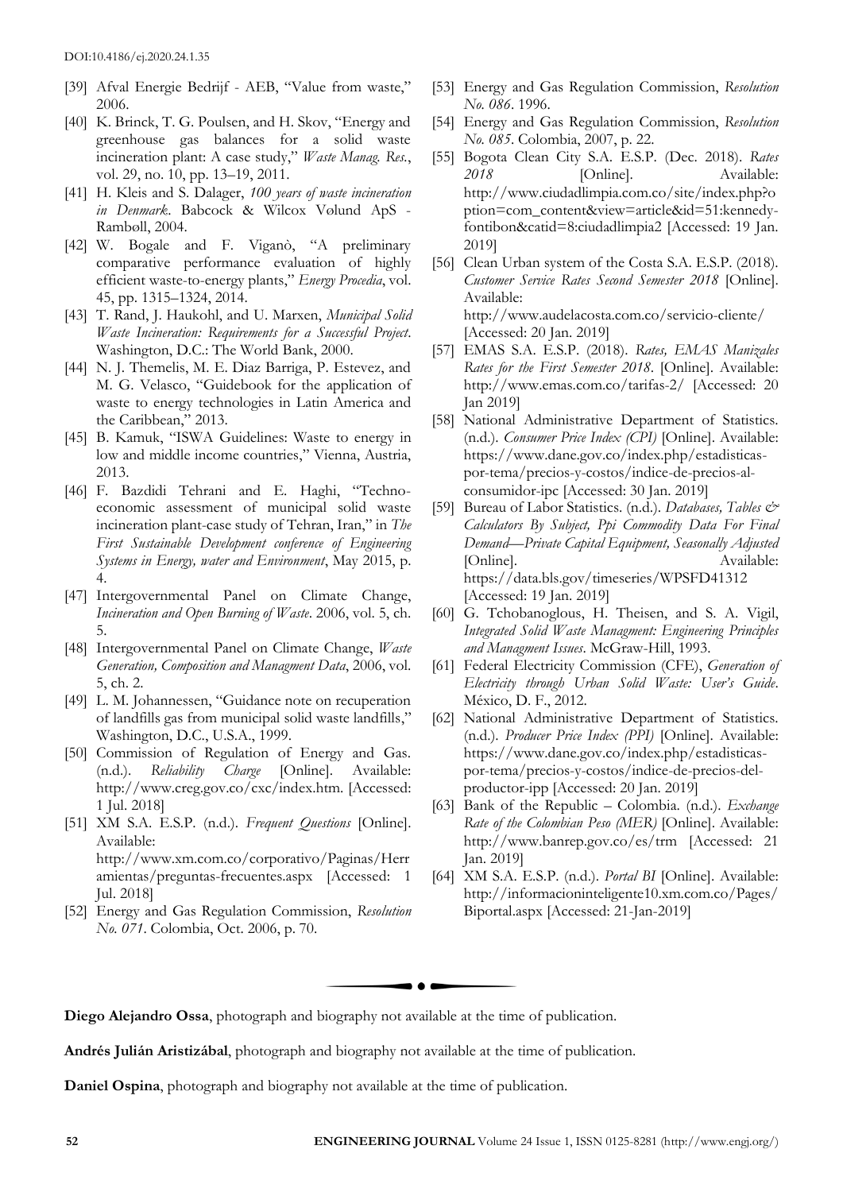[39] Afval Energie Bedrijf - AEB, "Value from waste," 2006.

[40] K. Brinck, T. G. Poulsen, and H. Skov, "Energy and greenhouse gas balances for a solid waste incineration plant: A case study," *Waste Manag. Res.*, vol. 29, no. 10, pp. 13–19, 2011.

[41] H. Kleis and S. Dalager, *100 years of waste incineration in Denmark*. Babcock & Wilcox Vølund ApS - Rambøll, 2004.

[42] W. Bogale and F. Viganò, "A preliminary comparative performance evaluation of highly efficient waste-to-energy plants," *Energy Procedia*, vol. 45, pp. 1315–1324, 2014.

[43] T. Rand, J. Haukohl, and U. Marxen, *Municipal Solid Waste Incineration: Requirements for a Successful Project*. Washington, D.C.: The World Bank, 2000.

[44] N. J. Themelis, M. E. Diaz Barriga, P. Estevez, and M. G. Velasco, "Guidebook for the application of waste to energy technologies in Latin America and the Caribbean," 2013.

[45] B. Kamuk, "ISWA Guidelines: Waste to energy in low and middle income countries," Vienna, Austria, 2013.

[46] F. Bazdidi Tehrani and E. Haghi, "Techno-economic assessment of municipal solid waste incineration plant-case study of Tehran, Iran," in *The First Sustainable Development conference of Engineering Systems in Energy, water and Environment*, May 2015, p. 4.

[47] Intergovernmental Panel on Climate Change, *Incineration and Open Burning of Waste*. 2006, vol. 5, ch. 5.

[48] Intergovernmental Panel on Climate Change, *Waste Generation, Composition and Managment Data*, 2006, vol. 5, ch. 2.

[49] L. M. Johannessen, "Guidance note on recuperation of landfills gas from municipal solid waste landfills," Washington, D.C., U.S.A., 1999.

[50] Commission of Regulation of Energy and Gas. (n.d.). *Reliability Charge* [Online]. Available: http://www.creg.gov.co/cxc/index.htm. [Accessed: 1 Jul. 2018]

[51] XM S.A. E.S.P. (n.d.). *Frequent Questions* [Online]. Available: http://www.xm.com.co/corporativo/Paginas/Herramientas/preguntas-frecuentes.aspx [Accessed: 1 Jul. 2018]

[52] Energy and Gas Regulation Commission, *Resolution No. 071*. Colombia, Oct. 2006, p. 70.

[53] Energy and Gas Regulation Commission, *Resolution No. 086*. 1996.

[54] Energy and Gas Regulation Commission, *Resolution No. 085*. Colombia, 2007, p. 22.

[55] Bogota Clean City S.A. E.S.P. (Dec. 2018). *Rates 2018* [Online]. Available: http://www.ciudadlimpia.com.co/site/index.php?option=com_content&view=article&id=51:kennedy-fontibon&catid=8:ciudadlimpia2 [Accessed: 19 Jan. 2019]

[56] Clean Urban system of the Costa S.A. E.S.P. (2018). *Customer Service Rates Second Semester 2018* [Online]. Available: http://www.audelacosta.com.co/servicio-cliente/ [Accessed: 20 Jan. 2019]

[57] EMAS S.A. E.S.P. (2018). *Rates, EMAS Manizales Rates for the First Semester 2018*. [Online]. Available: http://www.emas.com.co/tarifas-2/ [Accessed: 20 Jan 2019]

[58] National Administrative Department of Statistics. (n.d.). *Consumer Price Index (CPI)* [Online]. Available: https://www.dane.gov.co/index.php/estadisticas-por-tema/precios-y-costos/indice-de-precios-al-consumidor-ipc [Accessed: 30 Jan. 2019]

[59] Bureau of Labor Statistics. (n.d.). *Databases, Tables & Calculators By Subject, Ppi Commodity Data For Final Demand—Private Capital Equipment, Seasonally Adjusted* [Online]. Available: https://data.bls.gov/timeseries/WPSFD41312 [Accessed: 19 Jan. 2019]

[60] G. Tchobanoglous, H. Theisen, and S. A. Vigil, *Integrated Solid Waste Managment: Engineering Principles and Managment Issues*. McGraw-Hill, 1993.

[61] Federal Electricity Commission (CFE), *Generation of Electricity through Urban Solid Waste: User's Guide*. México, D. F., 2012.

[62] National Administrative Department of Statistics. (n.d.). *Producer Price Index (PPI)* [Online]. Available: https://www.dane.gov.co/index.php/estadisticas-por-tema/precios-y-costos/indice-de-precios-del-productor-ipp [Accessed: 20 Jan. 2019]

[63] Bank of the Republic – Colombia. (n.d.). *Exchange Rate of the Colombian Peso (MER)* [Online]. Available: http://www.banrep.gov.co/es/trm [Accessed: 21 Jan. 2019]

[64] XM S.A. E.S.P. (n.d.). *Portal BI* [Online]. Available: http://informacioninteligente10.xm.com.co/Pages/Biportal.aspx [Accessed: 21-Jan-2019]

**Diego Alejandro Ossa**, photograph and biography not available at the time of publication.

**Andrés Julián Aristizábal**, photograph and biography not available at the time of publication.

**Daniel Ospina**, photograph and biography not available at the time of publication.